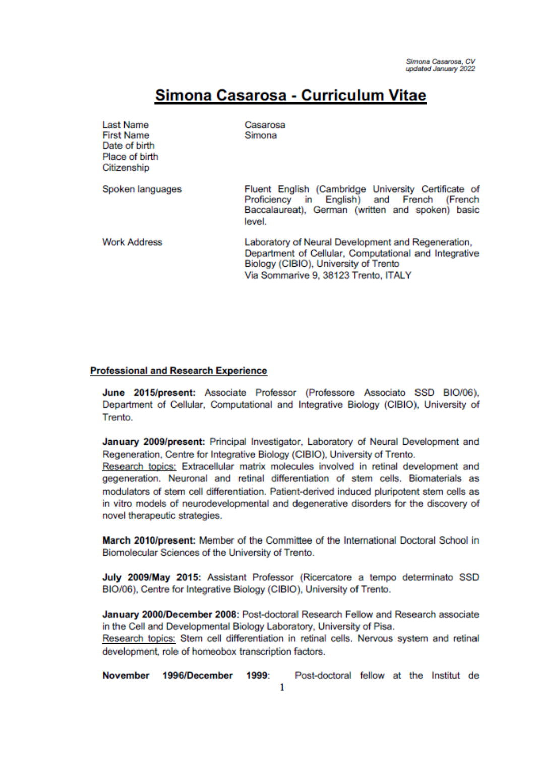# Simona Casarosa - Curriculum Vitae

| | |
|---|---|
| Last Name | Casarosa |
| First Name | Simona |
| Date of birth | |
| Place of birth | |
| Citizenship | |
| Spoken languages | Fluent English (Cambridge University Certificate of Proficiency in English) and French (French Baccalaureat), German (written and spoken) basic level. |
| Work Address | Laboratory of Neural Development and Regeneration, Department of Cellular, Computational and Integrative Biology (CIBIO), University of Trento<br>Via Sommarive 9, 38123 Trento, ITALY |

## Professional and Research Experience

**June 2015/present:** Associate Professor (Professore Associato SSD BIO/06), Department of Cellular, Computational and Integrative Biology (CIBIO), University of Trento.

**January 2009/present:** Principal Investigator, Laboratory of Neural Development and Regeneration, Centre for Integrative Biology (CIBIO), University of Trento.
Research topics: Extracellular matrix molecules involved in retinal development and gegeneration. Neuronal and retinal differentiation of stem cells. Biomaterials as modulators of stem cell differentiation. Patient-derived induced pluripotent stem cells as in vitro models of neurodevelopmental and degenerative disorders for the discovery of novel therapeutic strategies.

**March 2010/present:** Member of the Committee of the International Doctoral School in Biomolecular Sciences of the University of Trento.

**July 2009/May 2015:** Assistant Professor (Ricercatore a tempo determinato SSD BIO/06), Centre for Integrative Biology (CIBIO), University of Trento.

**January 2000/December 2008**: Post-doctoral Research Fellow and Research associate in the Cell and Developmental Biology Laboratory, University of Pisa.
Research topics: Stem cell differentiation in retinal cells. Nervous system and retinal development, role of homeobox transcription factors.

**November 1996/December 1999**: Post-doctoral fellow at the Institut de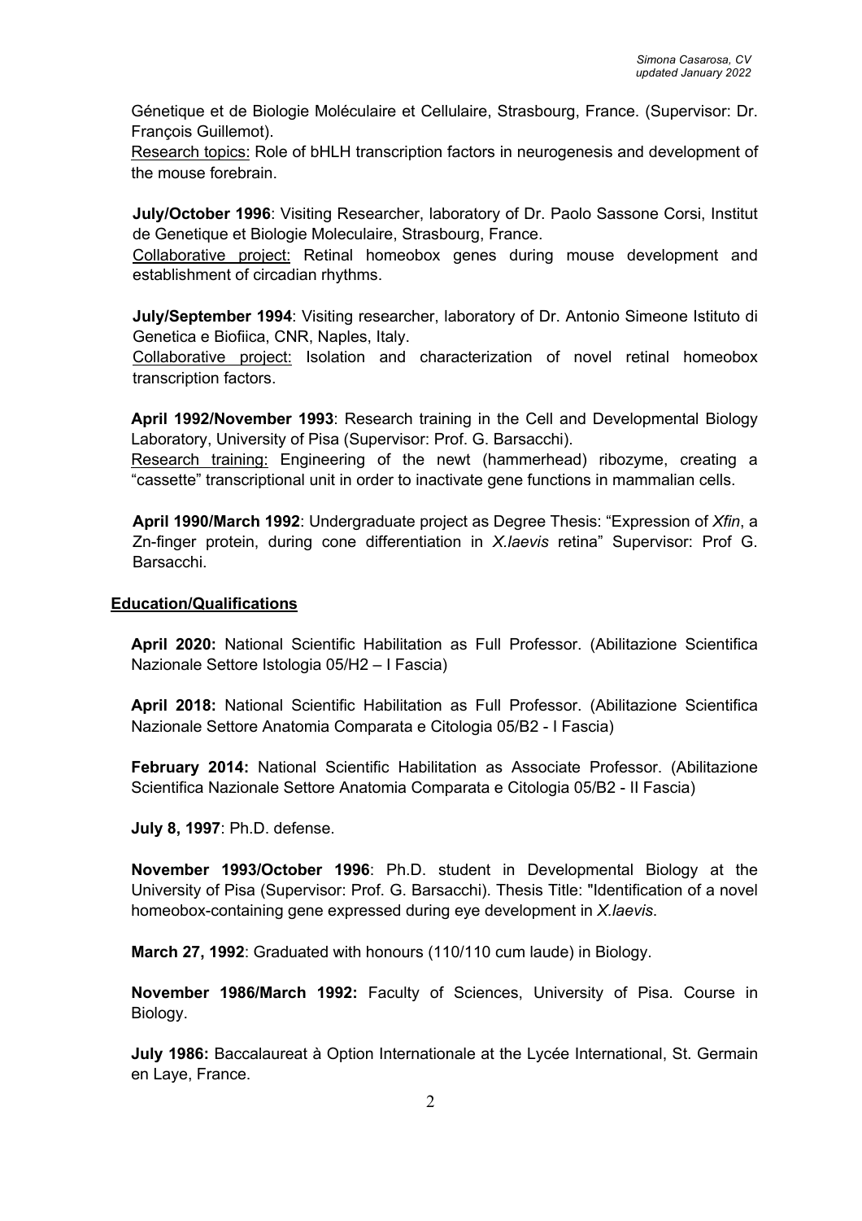Génetique et de Biologie Moléculaire et Cellulaire, Strasbourg, France. (Supervisor: Dr. François Guillemot).

Research topics: Role of bHLH transcription factors in neurogenesis and development of the mouse forebrain.

**July/October 1996**: Visiting Researcher, laboratory of Dr. Paolo Sassone Corsi, Institut de Genetique et Biologie Moleculaire, Strasbourg, France.

Collaborative project: Retinal homeobox genes during mouse development and establishment of circadian rhythms.

**July/September 1994**: Visiting researcher, laboratory of Dr. Antonio Simeone Istituto di Genetica e Biofiica, CNR, Naples, Italy.

Collaborative project: Isolation and characterization of novel retinal homeobox transcription factors.

**April 1992/November 1993**: Research training in the Cell and Developmental Biology Laboratory, University of Pisa (Supervisor: Prof. G. Barsacchi).

Research training: Engineering of the newt (hammerhead) ribozyme, creating a "cassette" transcriptional unit in order to inactivate gene functions in mammalian cells.

**April 1990/March 1992**: Undergraduate project as Degree Thesis: "Expression of *Xfin*, a Zn-finger protein, during cone differentiation in *X.laevis* retina" Supervisor: Prof G. Barsacchi.

## Education/Qualifications

**April 2020:** National Scientific Habilitation as Full Professor. (Abilitazione Scientifica Nazionale Settore Istologia 05/H2 – I Fascia)

**April 2018:** National Scientific Habilitation as Full Professor. (Abilitazione Scientifica Nazionale Settore Anatomia Comparata e Citologia 05/B2 - I Fascia)

**February 2014:** National Scientific Habilitation as Associate Professor. (Abilitazione Scientifica Nazionale Settore Anatomia Comparata e Citologia 05/B2 - II Fascia)

**July 8, 1997**: Ph.D. defense.

**November 1993/October 1996**: Ph.D. student in Developmental Biology at the University of Pisa (Supervisor: Prof. G. Barsacchi). Thesis Title: "Identification of a novel homeobox-containing gene expressed during eye development in *X.laevis*.

**March 27, 1992**: Graduated with honours (110/110 cum laude) in Biology.

**November 1986/March 1992:** Faculty of Sciences, University of Pisa. Course in Biology.

**July 1986:** Baccalaureat à Option Internationale at the Lycée International, St. Germain en Laye, France.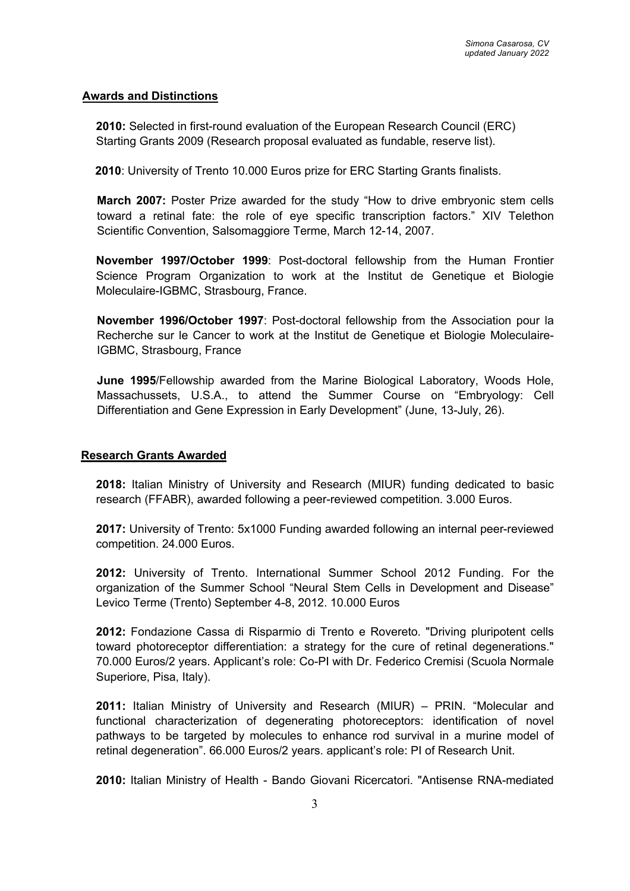## Awards and Distinctions

**2010:** Selected in first-round evaluation of the European Research Council (ERC) Starting Grants 2009 (Research proposal evaluated as fundable, reserve list).

**2010**: University of Trento 10.000 Euros prize for ERC Starting Grants finalists.

**March 2007:** Poster Prize awarded for the study "How to drive embryonic stem cells toward a retinal fate: the role of eye specific transcription factors." XIV Telethon Scientific Convention, Salsomaggiore Terme, March 12-14, 2007.

**November 1997/October 1999**: Post-doctoral fellowship from the Human Frontier Science Program Organization to work at the Institut de Genetique et Biologie Moleculaire-IGBMC, Strasbourg, France.

**November 1996/October 1997**: Post-doctoral fellowship from the Association pour la Recherche sur le Cancer to work at the Institut de Genetique et Biologie Moleculaire-IGBMC, Strasbourg, France

**June 1995**/Fellowship awarded from the Marine Biological Laboratory, Woods Hole, Massachussets, U.S.A., to attend the Summer Course on "Embryology: Cell Differentiation and Gene Expression in Early Development" (June, 13-July, 26).

## Research Grants Awarded

**2018:** Italian Ministry of University and Research (MIUR) funding dedicated to basic research (FFABR), awarded following a peer-reviewed competition. 3.000 Euros.

**2017:** University of Trento: 5x1000 Funding awarded following an internal peer-reviewed competition. 24.000 Euros.

**2012:** University of Trento. International Summer School 2012 Funding. For the organization of the Summer School "Neural Stem Cells in Development and Disease" Levico Terme (Trento) September 4-8, 2012. 10.000 Euros

**2012:** Fondazione Cassa di Risparmio di Trento e Rovereto. "Driving pluripotent cells toward photoreceptor differentiation: a strategy for the cure of retinal degenerations." 70.000 Euros/2 years. Applicant's role: Co-PI with Dr. Federico Cremisi (Scuola Normale Superiore, Pisa, Italy).

**2011:** Italian Ministry of University and Research (MIUR) – PRIN. "Molecular and functional characterization of degenerating photoreceptors: identification of novel pathways to be targeted by molecules to enhance rod survival in a murine model of retinal degeneration". 66.000 Euros/2 years. applicant's role: PI of Research Unit.

**2010:** Italian Ministry of Health - Bando Giovani Ricercatori. "Antisense RNA-mediated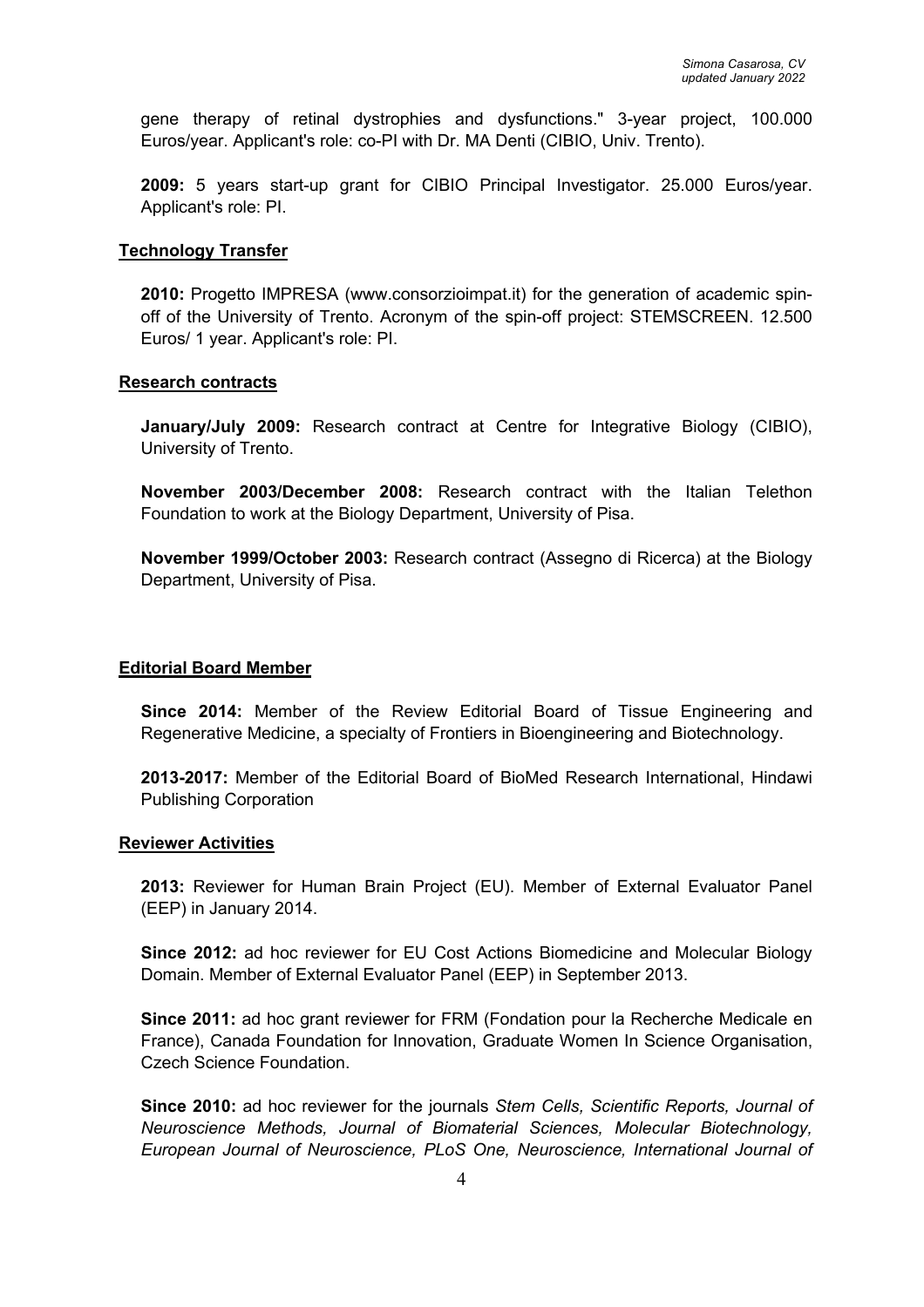gene therapy of retinal dystrophies and dysfunctions." 3-year project, 100.000 Euros/year. Applicant's role: co-PI with Dr. MA Denti (CIBIO, Univ. Trento).

**2009:** 5 years start-up grant for CIBIO Principal Investigator. 25.000 Euros/year. Applicant's role: PI.

## Technology Transfer

**2010:** Progetto IMPRESA (www.consorzioimpat.it) for the generation of academic spin-off of the University of Trento. Acronym of the spin-off project: STEMSCREEN. 12.500 Euros/ 1 year. Applicant's role: PI.

## Research contracts

**January/July 2009:** Research contract at Centre for Integrative Biology (CIBIO), University of Trento.

**November 2003/December 2008:** Research contract with the Italian Telethon Foundation to work at the Biology Department, University of Pisa.

**November 1999/October 2003:** Research contract (Assegno di Ricerca) at the Biology Department, University of Pisa.

## Editorial Board Member

**Since 2014:** Member of the Review Editorial Board of Tissue Engineering and Regenerative Medicine, a specialty of Frontiers in Bioengineering and Biotechnology.

**2013-2017:** Member of the Editorial Board of BioMed Research International, Hindawi Publishing Corporation

## Reviewer Activities

**2013:** Reviewer for Human Brain Project (EU). Member of External Evaluator Panel (EEP) in January 2014.

**Since 2012:** ad hoc reviewer for EU Cost Actions Biomedicine and Molecular Biology Domain. Member of External Evaluator Panel (EEP) in September 2013.

**Since 2011:** ad hoc grant reviewer for FRM (Fondation pour la Recherche Medicale en France), Canada Foundation for Innovation, Graduate Women In Science Organisation, Czech Science Foundation.

**Since 2010:** ad hoc reviewer for the journals *Stem Cells, Scientific Reports, Journal of Neuroscience Methods, Journal of Biomaterial Sciences, Molecular Biotechnology, European Journal of Neuroscience, PLoS One, Neuroscience, International Journal of*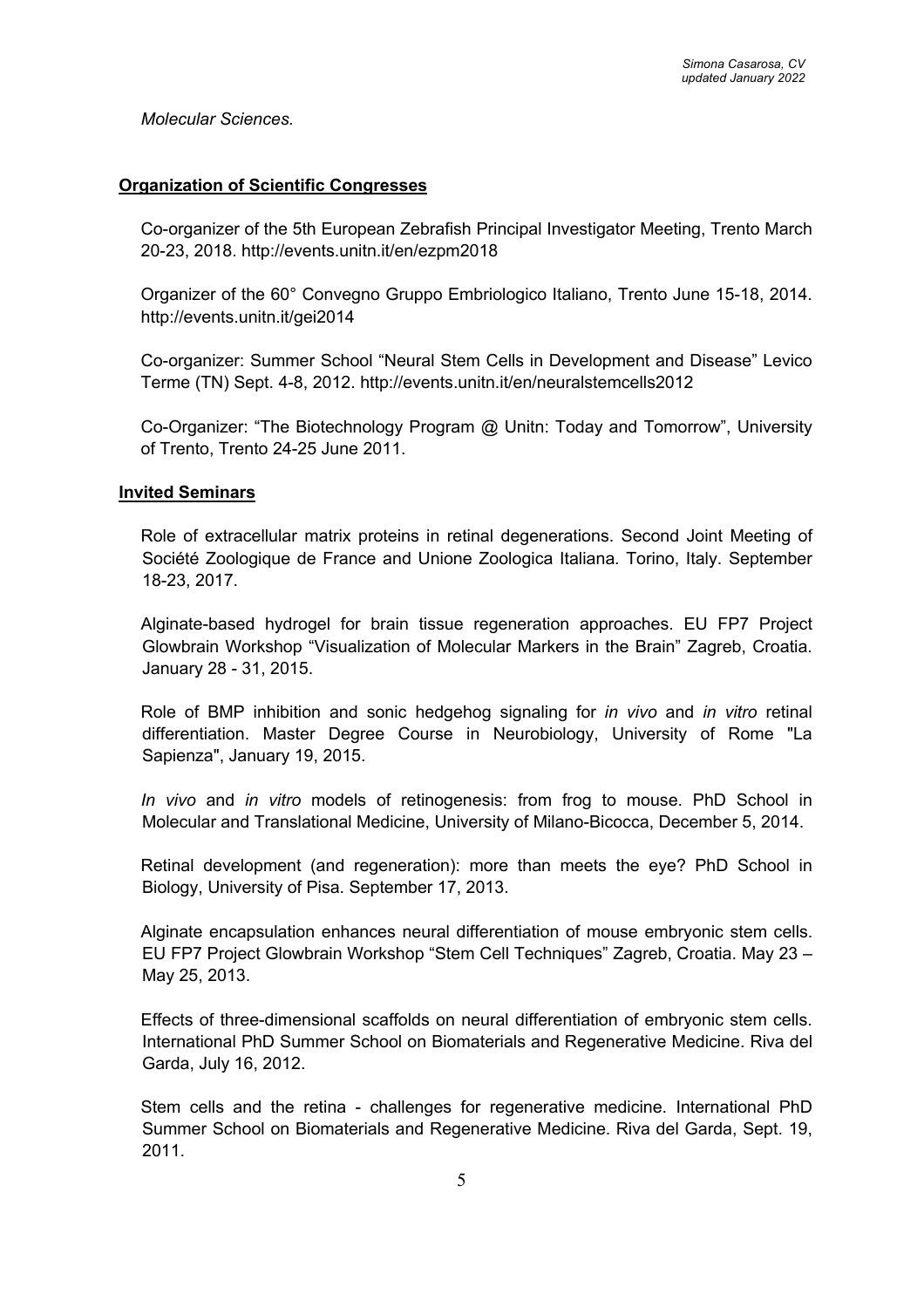*Molecular Sciences.*

## Organization of Scientific Congresses

Co-organizer of the 5th European Zebrafish Principal Investigator Meeting, Trento March 20-23, 2018. http://events.unitn.it/en/ezpm2018

Organizer of the 60° Convegno Gruppo Embriologico Italiano, Trento June 15-18, 2014. http://events.unitn.it/gei2014

Co-organizer: Summer School "Neural Stem Cells in Development and Disease" Levico Terme (TN) Sept. 4-8, 2012. http://events.unitn.it/en/neuralstemcells2012

Co-Organizer: "The Biotechnology Program @ Unitn: Today and Tomorrow", University of Trento, Trento 24-25 June 2011.

## Invited Seminars

Role of extracellular matrix proteins in retinal degenerations. Second Joint Meeting of Société Zoologique de France and Unione Zoologica Italiana. Torino, Italy. September 18-23, 2017.

Alginate-based hydrogel for brain tissue regeneration approaches. EU FP7 Project Glowbrain Workshop "Visualization of Molecular Markers in the Brain" Zagreb, Croatia. January 28 - 31, 2015.

Role of BMP inhibition and sonic hedgehog signaling for *in vivo* and *in vitro* retinal differentiation. Master Degree Course in Neurobiology, University of Rome "La Sapienza", January 19, 2015.

*In vivo* and *in vitro* models of retinogenesis: from frog to mouse. PhD School in Molecular and Translational Medicine, University of Milano-Bicocca, December 5, 2014.

Retinal development (and regeneration): more than meets the eye? PhD School in Biology, University of Pisa. September 17, 2013.

Alginate encapsulation enhances neural differentiation of mouse embryonic stem cells. EU FP7 Project Glowbrain Workshop "Stem Cell Techniques" Zagreb, Croatia. May 23 – May 25, 2013.

Effects of three-dimensional scaffolds on neural differentiation of embryonic stem cells. International PhD Summer School on Biomaterials and Regenerative Medicine. Riva del Garda, July 16, 2012.

Stem cells and the retina - challenges for regenerative medicine. International PhD Summer School on Biomaterials and Regenerative Medicine. Riva del Garda, Sept. 19, 2011.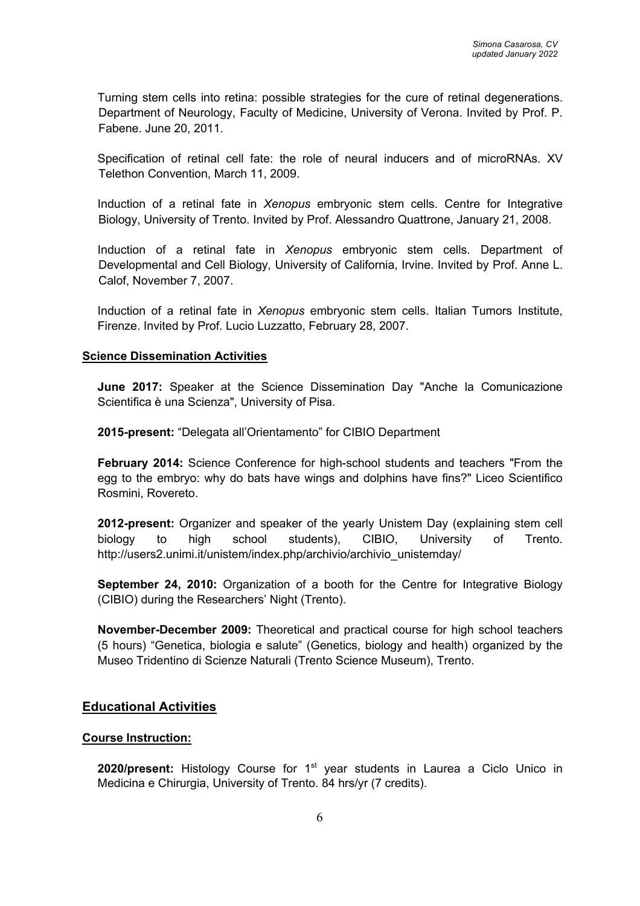Turning stem cells into retina: possible strategies for the cure of retinal degenerations. Department of Neurology, Faculty of Medicine, University of Verona. Invited by Prof. P. Fabene. June 20, 2011.

Specification of retinal cell fate: the role of neural inducers and of microRNAs. XV Telethon Convention, March 11, 2009.

Induction of a retinal fate in *Xenopus* embryonic stem cells. Centre for Integrative Biology, University of Trento. Invited by Prof. Alessandro Quattrone, January 21, 2008.

Induction of a retinal fate in *Xenopus* embryonic stem cells. Department of Developmental and Cell Biology, University of California, Irvine. Invited by Prof. Anne L. Calof, November 7, 2007.

Induction of a retinal fate in *Xenopus* embryonic stem cells. Italian Tumors Institute, Firenze. Invited by Prof. Lucio Luzzatto, February 28, 2007.

### Science Dissemination Activities

**June 2017:** Speaker at the Science Dissemination Day "Anche la Comunicazione Scientifica è una Scienza", University of Pisa.

**2015-present:** “Delegata all’Orientamento” for CIBIO Department

**February 2014:** Science Conference for high-school students and teachers "From the egg to the embryo: why do bats have wings and dolphins have fins?" Liceo Scientifico Rosmini, Rovereto.

**2012-present:** Organizer and speaker of the yearly Unistem Day (explaining stem cell biology to high school students), CIBIO, University of Trento. http://users2.unimi.it/unistem/index.php/archivio/archivio_unistemday/

**September 24, 2010:** Organization of a booth for the Centre for Integrative Biology (CIBIO) during the Researchers’ Night (Trento).

**November-December 2009:** Theoretical and practical course for high school teachers (5 hours) “Genetica, biologia e salute” (Genetics, biology and health) organized by the Museo Tridentino di Scienze Naturali (Trento Science Museum), Trento.

## Educational Activities

### Course Instruction:

**2020/present:** Histology Course for 1st year students in Laurea a Ciclo Unico in Medicina e Chirurgia, University of Trento. 84 hrs/yr (7 credits).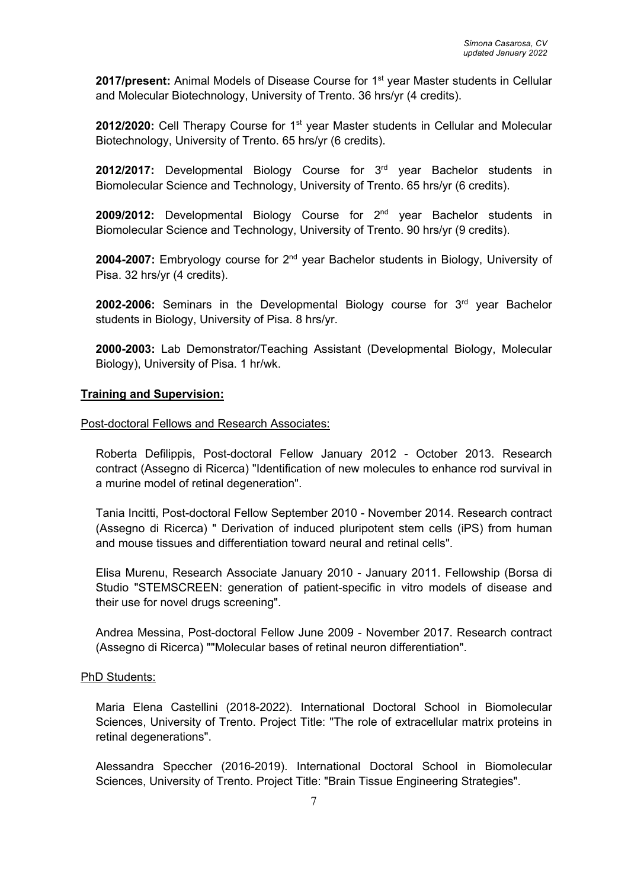**2017/present:** Animal Models of Disease Course for 1st year Master students in Cellular and Molecular Biotechnology, University of Trento. 36 hrs/yr (4 credits).

**2012/2020:** Cell Therapy Course for 1st year Master students in Cellular and Molecular Biotechnology, University of Trento. 65 hrs/yr (6 credits).

**2012/2017:** Developmental Biology Course for 3rd year Bachelor students in Biomolecular Science and Technology, University of Trento. 65 hrs/yr (6 credits).

**2009/2012:** Developmental Biology Course for 2nd year Bachelor students in Biomolecular Science and Technology, University of Trento. 90 hrs/yr (9 credits).

**2004-2007:** Embryology course for 2nd year Bachelor students in Biology, University of Pisa. 32 hrs/yr (4 credits).

**2002-2006:** Seminars in the Developmental Biology course for 3rd year Bachelor students in Biology, University of Pisa. 8 hrs/yr.

**2000-2003:** Lab Demonstrator/Teaching Assistant (Developmental Biology, Molecular Biology), University of Pisa. 1 hr/wk.

## Training and Supervision:

### Post-doctoral Fellows and Research Associates:

Roberta Defilippis, Post-doctoral Fellow January 2012 - October 2013. Research contract (Assegno di Ricerca) "Identification of new molecules to enhance rod survival in a murine model of retinal degeneration".

Tania Incitti, Post-doctoral Fellow September 2010 - November 2014. Research contract (Assegno di Ricerca) " Derivation of induced pluripotent stem cells (iPS) from human and mouse tissues and differentiation toward neural and retinal cells".

Elisa Murenu, Research Associate January 2010 - January 2011. Fellowship (Borsa di Studio "STEMSCREEN: generation of patient-specific in vitro models of disease and their use for novel drugs screening".

Andrea Messina, Post-doctoral Fellow June 2009 - November 2017. Research contract (Assegno di Ricerca) ""Molecular bases of retinal neuron differentiation".

### PhD Students:

Maria Elena Castellini (2018-2022). International Doctoral School in Biomolecular Sciences, University of Trento. Project Title: "The role of extracellular matrix proteins in retinal degenerations".

Alessandra Speccher (2016-2019). International Doctoral School in Biomolecular Sciences, University of Trento. Project Title: "Brain Tissue Engineering Strategies".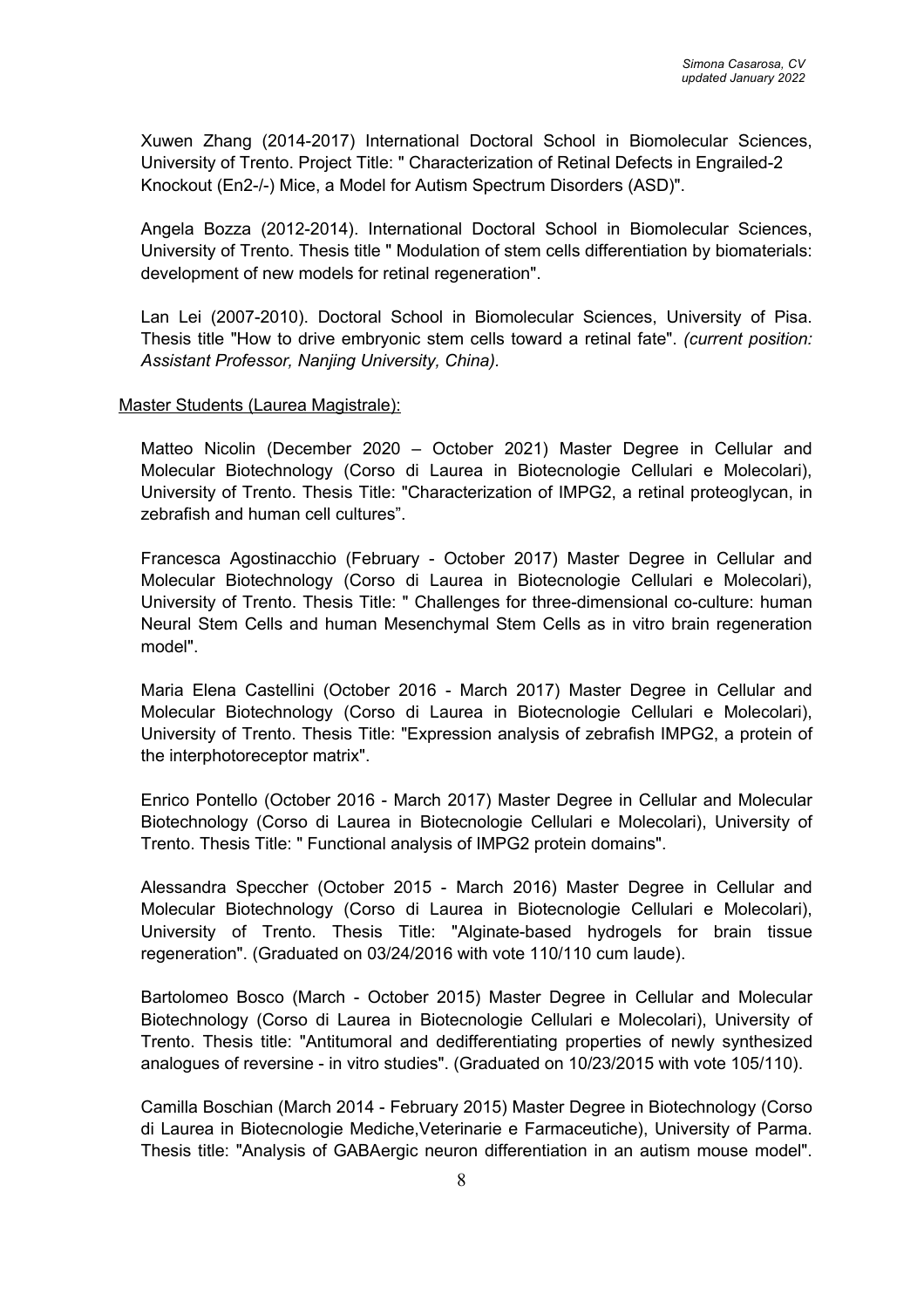Xuwen Zhang (2014-2017) International Doctoral School in Biomolecular Sciences, University of Trento. Project Title: " Characterization of Retinal Defects in Engrailed-2 Knockout (En2-/-) Mice, a Model for Autism Spectrum Disorders (ASD)".

Angela Bozza (2012-2014). International Doctoral School in Biomolecular Sciences, University of Trento. Thesis title " Modulation of stem cells differentiation by biomaterials: development of new models for retinal regeneration".

Lan Lei (2007-2010). Doctoral School in Biomolecular Sciences, University of Pisa. Thesis title "How to drive embryonic stem cells toward a retinal fate". *(current position: Assistant Professor, Nanjing University, China).*

Master Students (Laurea Magistrale):

Matteo Nicolin (December 2020 – October 2021) Master Degree in Cellular and Molecular Biotechnology (Corso di Laurea in Biotecnologie Cellulari e Molecolari), University of Trento. Thesis Title: "Characterization of IMPG2, a retinal proteoglycan, in zebrafish and human cell cultures”.

Francesca Agostinacchio (February - October 2017) Master Degree in Cellular and Molecular Biotechnology (Corso di Laurea in Biotecnologie Cellulari e Molecolari), University of Trento. Thesis Title: " Challenges for three-dimensional co-culture: human Neural Stem Cells and human Mesenchymal Stem Cells as in vitro brain regeneration model".

Maria Elena Castellini (October 2016 - March 2017) Master Degree in Cellular and Molecular Biotechnology (Corso di Laurea in Biotecnologie Cellulari e Molecolari), University of Trento. Thesis Title: "Expression analysis of zebrafish IMPG2, a protein of the interphotoreceptor matrix".

Enrico Pontello (October 2016 - March 2017) Master Degree in Cellular and Molecular Biotechnology (Corso di Laurea in Biotecnologie Cellulari e Molecolari), University of Trento. Thesis Title: " Functional analysis of IMPG2 protein domains".

Alessandra Speccher (October 2015 - March 2016) Master Degree in Cellular and Molecular Biotechnology (Corso di Laurea in Biotecnologie Cellulari e Molecolari), University of Trento. Thesis Title: "Alginate-based hydrogels for brain tissue regeneration". (Graduated on 03/24/2016 with vote 110/110 cum laude).

Bartolomeo Bosco (March - October 2015) Master Degree in Cellular and Molecular Biotechnology (Corso di Laurea in Biotecnologie Cellulari e Molecolari), University of Trento. Thesis title: "Antitumoral and dedifferentiating properties of newly synthesized analogues of reversine - in vitro studies". (Graduated on 10/23/2015 with vote 105/110).

Camilla Boschian (March 2014 - February 2015) Master Degree in Biotechnology (Corso di Laurea in Biotecnologie Mediche,Veterinarie e Farmaceutiche), University of Parma. Thesis title: "Analysis of GABAergic neuron differentiation in an autism mouse model".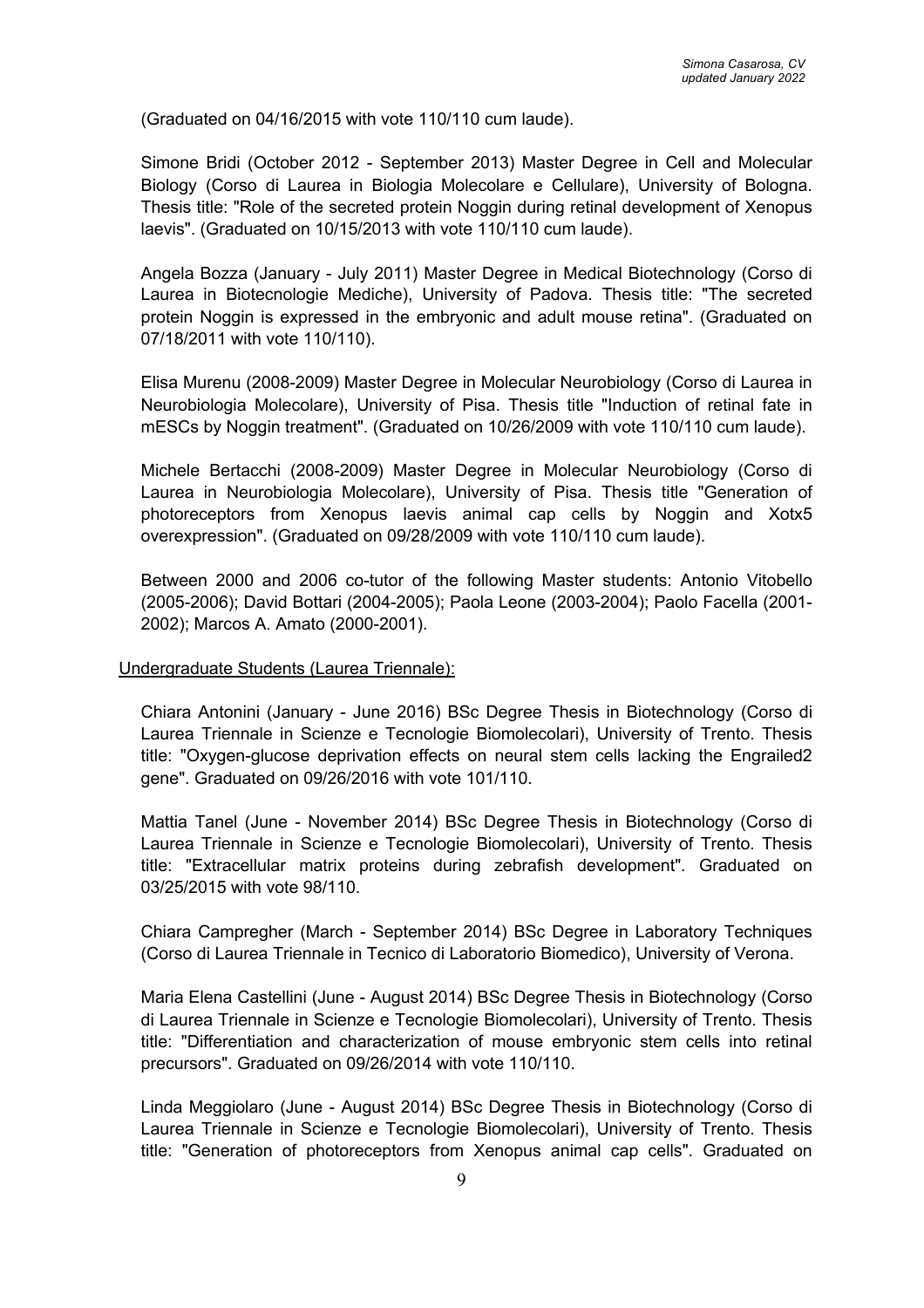(Graduated on 04/16/2015 with vote 110/110 cum laude).

Simone Bridi (October 2012 - September 2013) Master Degree in Cell and Molecular Biology (Corso di Laurea in Biologia Molecolare e Cellulare), University of Bologna. Thesis title: "Role of the secreted protein Noggin during retinal development of Xenopus laevis". (Graduated on 10/15/2013 with vote 110/110 cum laude).

Angela Bozza (January - July 2011) Master Degree in Medical Biotechnology (Corso di Laurea in Biotecnologie Mediche), University of Padova. Thesis title: "The secreted protein Noggin is expressed in the embryonic and adult mouse retina". (Graduated on 07/18/2011 with vote 110/110).

Elisa Murenu (2008-2009) Master Degree in Molecular Neurobiology (Corso di Laurea in Neurobiologia Molecolare), University of Pisa. Thesis title "Induction of retinal fate in mESCs by Noggin treatment". (Graduated on 10/26/2009 with vote 110/110 cum laude).

Michele Bertacchi (2008-2009) Master Degree in Molecular Neurobiology (Corso di Laurea in Neurobiologia Molecolare), University of Pisa. Thesis title "Generation of photoreceptors from Xenopus laevis animal cap cells by Noggin and Xotx5 overexpression". (Graduated on 09/28/2009 with vote 110/110 cum laude).

Between 2000 and 2006 co-tutor of the following Master students: Antonio Vitobello (2005-2006); David Bottari (2004-2005); Paola Leone (2003-2004); Paolo Facella (2001-2002); Marcos A. Amato (2000-2001).

Undergraduate Students (Laurea Triennale):

Chiara Antonini (January - June 2016) BSc Degree Thesis in Biotechnology (Corso di Laurea Triennale in Scienze e Tecnologie Biomolecolari), University of Trento. Thesis title: "Oxygen-glucose deprivation effects on neural stem cells lacking the Engrailed2 gene". Graduated on 09/26/2016 with vote 101/110.

Mattia Tanel (June - November 2014) BSc Degree Thesis in Biotechnology (Corso di Laurea Triennale in Scienze e Tecnologie Biomolecolari), University of Trento. Thesis title: "Extracellular matrix proteins during zebrafish development". Graduated on 03/25/2015 with vote 98/110.

Chiara Campregher (March - September 2014) BSc Degree in Laboratory Techniques (Corso di Laurea Triennale in Tecnico di Laboratorio Biomedico), University of Verona.

Maria Elena Castellini (June - August 2014) BSc Degree Thesis in Biotechnology (Corso di Laurea Triennale in Scienze e Tecnologie Biomolecolari), University of Trento. Thesis title: "Differentiation and characterization of mouse embryonic stem cells into retinal precursors". Graduated on 09/26/2014 with vote 110/110.

Linda Meggiolaro (June - August 2014) BSc Degree Thesis in Biotechnology (Corso di Laurea Triennale in Scienze e Tecnologie Biomolecolari), University of Trento. Thesis title: "Generation of photoreceptors from Xenopus animal cap cells". Graduated on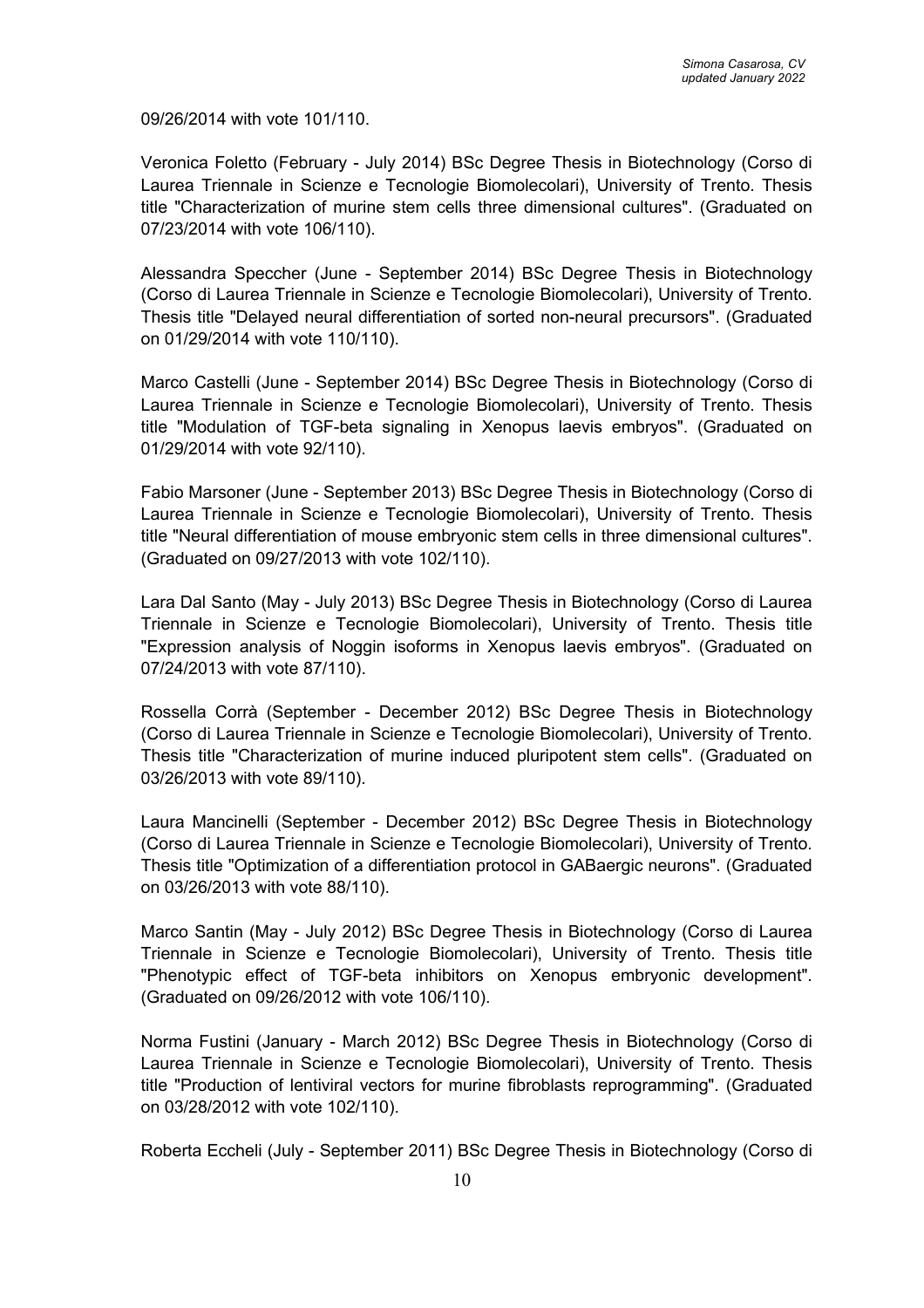09/26/2014 with vote 101/110.

Veronica Foletto (February - July 2014) BSc Degree Thesis in Biotechnology (Corso di Laurea Triennale in Scienze e Tecnologie Biomolecolari), University of Trento. Thesis title "Characterization of murine stem cells three dimensional cultures". (Graduated on 07/23/2014 with vote 106/110).

Alessandra Speccher (June - September 2014) BSc Degree Thesis in Biotechnology (Corso di Laurea Triennale in Scienze e Tecnologie Biomolecolari), University of Trento. Thesis title "Delayed neural differentiation of sorted non-neural precursors". (Graduated on 01/29/2014 with vote 110/110).

Marco Castelli (June - September 2014) BSc Degree Thesis in Biotechnology (Corso di Laurea Triennale in Scienze e Tecnologie Biomolecolari), University of Trento. Thesis title "Modulation of TGF-beta signaling in Xenopus laevis embryos". (Graduated on 01/29/2014 with vote 92/110).

Fabio Marsoner (June - September 2013) BSc Degree Thesis in Biotechnology (Corso di Laurea Triennale in Scienze e Tecnologie Biomolecolari), University of Trento. Thesis title "Neural differentiation of mouse embryonic stem cells in three dimensional cultures". (Graduated on 09/27/2013 with vote 102/110).

Lara Dal Santo (May - July 2013) BSc Degree Thesis in Biotechnology (Corso di Laurea Triennale in Scienze e Tecnologie Biomolecolari), University of Trento. Thesis title "Expression analysis of Noggin isoforms in Xenopus laevis embryos". (Graduated on 07/24/2013 with vote 87/110).

Rossella Corrà (September - December 2012) BSc Degree Thesis in Biotechnology (Corso di Laurea Triennale in Scienze e Tecnologie Biomolecolari), University of Trento. Thesis title "Characterization of murine induced pluripotent stem cells". (Graduated on 03/26/2013 with vote 89/110).

Laura Mancinelli (September - December 2012) BSc Degree Thesis in Biotechnology (Corso di Laurea Triennale in Scienze e Tecnologie Biomolecolari), University of Trento. Thesis title "Optimization of a differentiation protocol in GABaergic neurons". (Graduated on 03/26/2013 with vote 88/110).

Marco Santin (May - July 2012) BSc Degree Thesis in Biotechnology (Corso di Laurea Triennale in Scienze e Tecnologie Biomolecolari), University of Trento. Thesis title "Phenotypic effect of TGF-beta inhibitors on Xenopus embryonic development". (Graduated on 09/26/2012 with vote 106/110).

Norma Fustini (January - March 2012) BSc Degree Thesis in Biotechnology (Corso di Laurea Triennale in Scienze e Tecnologie Biomolecolari), University of Trento. Thesis title "Production of lentiviral vectors for murine fibroblasts reprogramming". (Graduated on 03/28/2012 with vote 102/110).

Roberta Eccheli (July - September 2011) BSc Degree Thesis in Biotechnology (Corso di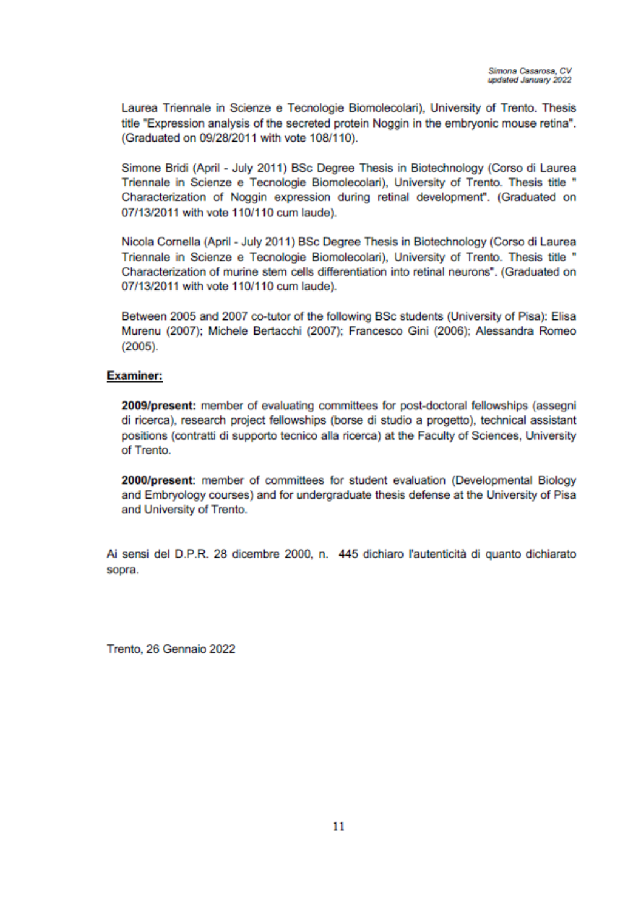Laurea Triennale in Scienze e Tecnologie Biomolecolari), University of Trento. Thesis title "Expression analysis of the secreted protein Noggin in the embryonic mouse retina". (Graduated on 09/28/2011 with vote 108/110).

Simone Bridi (April - July 2011) BSc Degree Thesis in Biotechnology (Corso di Laurea Triennale in Scienze e Tecnologie Biomolecolari), University of Trento. Thesis title " Characterization of Noggin expression during retinal development". (Graduated on 07/13/2011 with vote 110/110 cum laude).

Nicola Cornella (April - July 2011) BSc Degree Thesis in Biotechnology (Corso di Laurea Triennale in Scienze e Tecnologie Biomolecolari), University of Trento. Thesis title " Characterization of murine stem cells differentiation into retinal neurons". (Graduated on 07/13/2011 with vote 110/110 cum laude).

Between 2005 and 2007 co-tutor of the following BSc students (University of Pisa): Elisa Murenu (2007); Michele Bertacchi (2007); Francesco Gini (2006); Alessandra Romeo (2005).

**Examiner:**

**2009/present:** member of evaluating committees for post-doctoral fellowships (assegni di ricerca), research project fellowships (borse di studio a progetto), technical assistant positions (contratti di supporto tecnico alla ricerca) at the Faculty of Sciences, University of Trento.

**2000/present**: member of committees for student evaluation (Developmental Biology and Embryology courses) and for undergraduate thesis defense at the University of Pisa and University of Trento.

Ai sensi del D.P.R. 28 dicembre 2000, n. 445 dichiaro l'autenticità di quanto dichiarato sopra.

Trento, 26 Gennaio 2022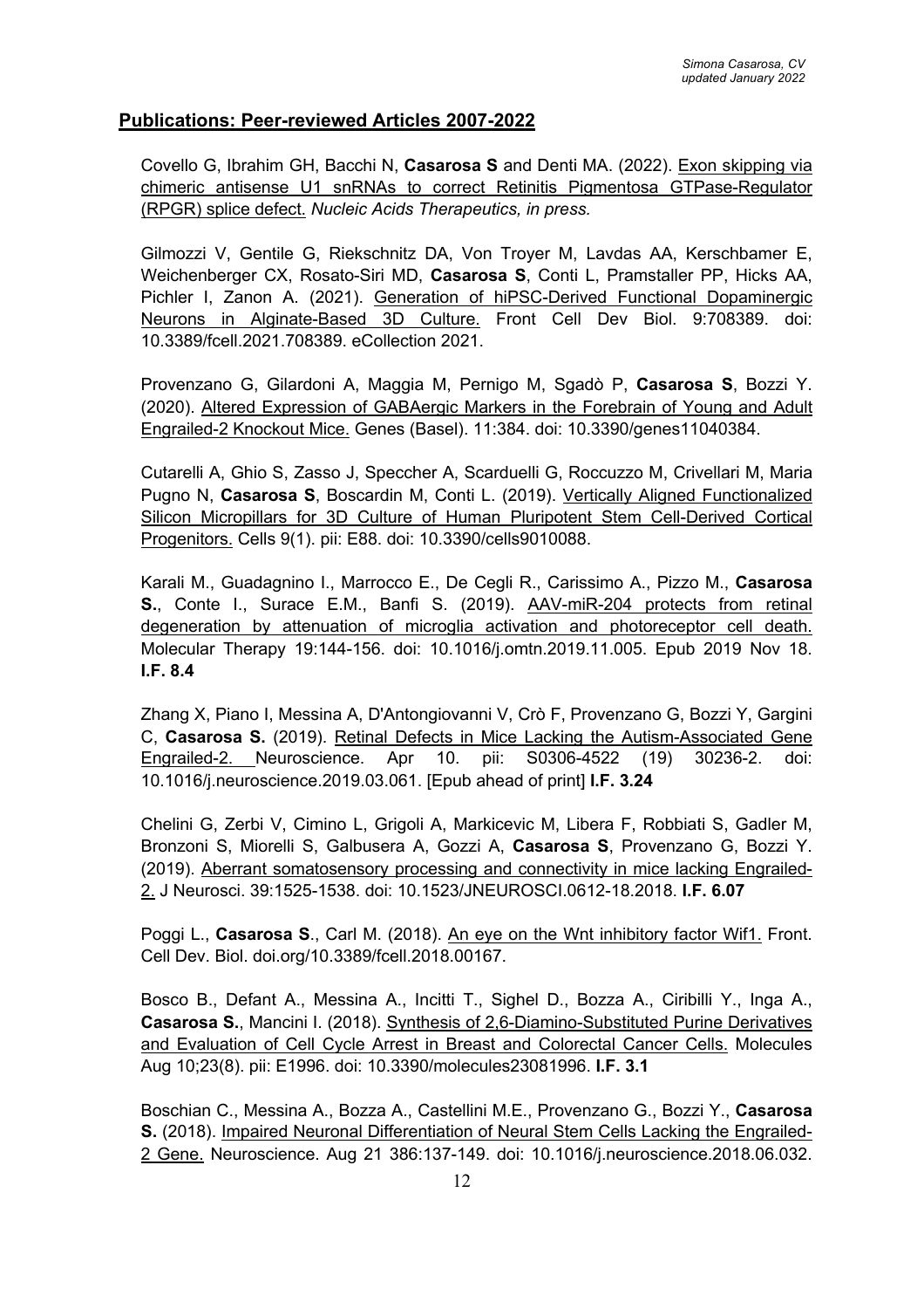## Publications: Peer-reviewed Articles 2007-2022

Covello G, Ibrahim GH, Bacchi N, **Casarosa S** and Denti MA. (2022). Exon skipping via chimeric antisense U1 snRNAs to correct Retinitis Pigmentosa GTPase-Regulator (RPGR) splice defect. *Nucleic Acids Therapeutics, in press.*

Gilmozzi V, Gentile G, Riekschnitz DA, Von Troyer M, Lavdas AA, Kerschbamer E, Weichenberger CX, Rosato-Siri MD, **Casarosa S**, Conti L, Pramstaller PP, Hicks AA, Pichler I, Zanon A. (2021). Generation of hiPSC-Derived Functional Dopaminergic Neurons in Alginate-Based 3D Culture. Front Cell Dev Biol. 9:708389. doi: 10.3389/fcell.2021.708389. eCollection 2021.

Provenzano G, Gilardoni A, Maggia M, Pernigo M, Sgadò P, **Casarosa S**, Bozzi Y. (2020). Altered Expression of GABAergic Markers in the Forebrain of Young and Adult Engrailed-2 Knockout Mice. Genes (Basel). 11:384. doi: 10.3390/genes11040384.

Cutarelli A, Ghio S, Zasso J, Speccher A, Scarduelli G, Roccuzzo M, Crivellari M, Maria Pugno N, **Casarosa S**, Boscardin M, Conti L. (2019). Vertically Aligned Functionalized Silicon Micropillars for 3D Culture of Human Pluripotent Stem Cell-Derived Cortical Progenitors. Cells 9(1). pii: E88. doi: 10.3390/cells9010088.

Karali M., Guadagnino I., Marrocco E., De Cegli R., Carissimo A., Pizzo M., **Casarosa S.**, Conte I., Surace E.M., Banfi S. (2019). AAV-miR-204 protects from retinal degeneration by attenuation of microglia activation and photoreceptor cell death. Molecular Therapy 19:144-156. doi: 10.1016/j.omtn.2019.11.005. Epub 2019 Nov 18. **I.F. 8.4**

Zhang X, Piano I, Messina A, D'Antongiovanni V, Crò F, Provenzano G, Bozzi Y, Gargini C, **Casarosa S.** (2019). Retinal Defects in Mice Lacking the Autism-Associated Gene Engrailed-2. Neuroscience. Apr 10. pii: S0306-4522 (19) 30236-2. doi: 10.1016/j.neuroscience.2019.03.061. [Epub ahead of print] **I.F. 3.24**

Chelini G, Zerbi V, Cimino L, Grigoli A, Markicevic M, Libera F, Robbiati S, Gadler M, Bronzoni S, Miorelli S, Galbusera A, Gozzi A, **Casarosa S**, Provenzano G, Bozzi Y. (2019). Aberrant somatosensory processing and connectivity in mice lacking Engrailed-2. J Neurosci. 39:1525-1538. doi: 10.1523/JNEUROSCI.0612-18.2018. **I.F. 6.07**

Poggi L., **Casarosa S**., Carl M. (2018). An eye on the Wnt inhibitory factor Wif1. Front. Cell Dev. Biol. doi.org/10.3389/fcell.2018.00167.

Bosco B., Defant A., Messina A., Incitti T., Sighel D., Bozza A., Ciribilli Y., Inga A., **Casarosa S.**, Mancini I. (2018). Synthesis of 2,6-Diamino-Substituted Purine Derivatives and Evaluation of Cell Cycle Arrest in Breast and Colorectal Cancer Cells. Molecules Aug 10;23(8). pii: E1996. doi: 10.3390/molecules23081996. **I.F. 3.1**

Boschian C., Messina A., Bozza A., Castellini M.E., Provenzano G., Bozzi Y., **Casarosa S.** (2018). Impaired Neuronal Differentiation of Neural Stem Cells Lacking the Engrailed-2 Gene. Neuroscience. Aug 21 386:137-149. doi: 10.1016/j.neuroscience.2018.06.032.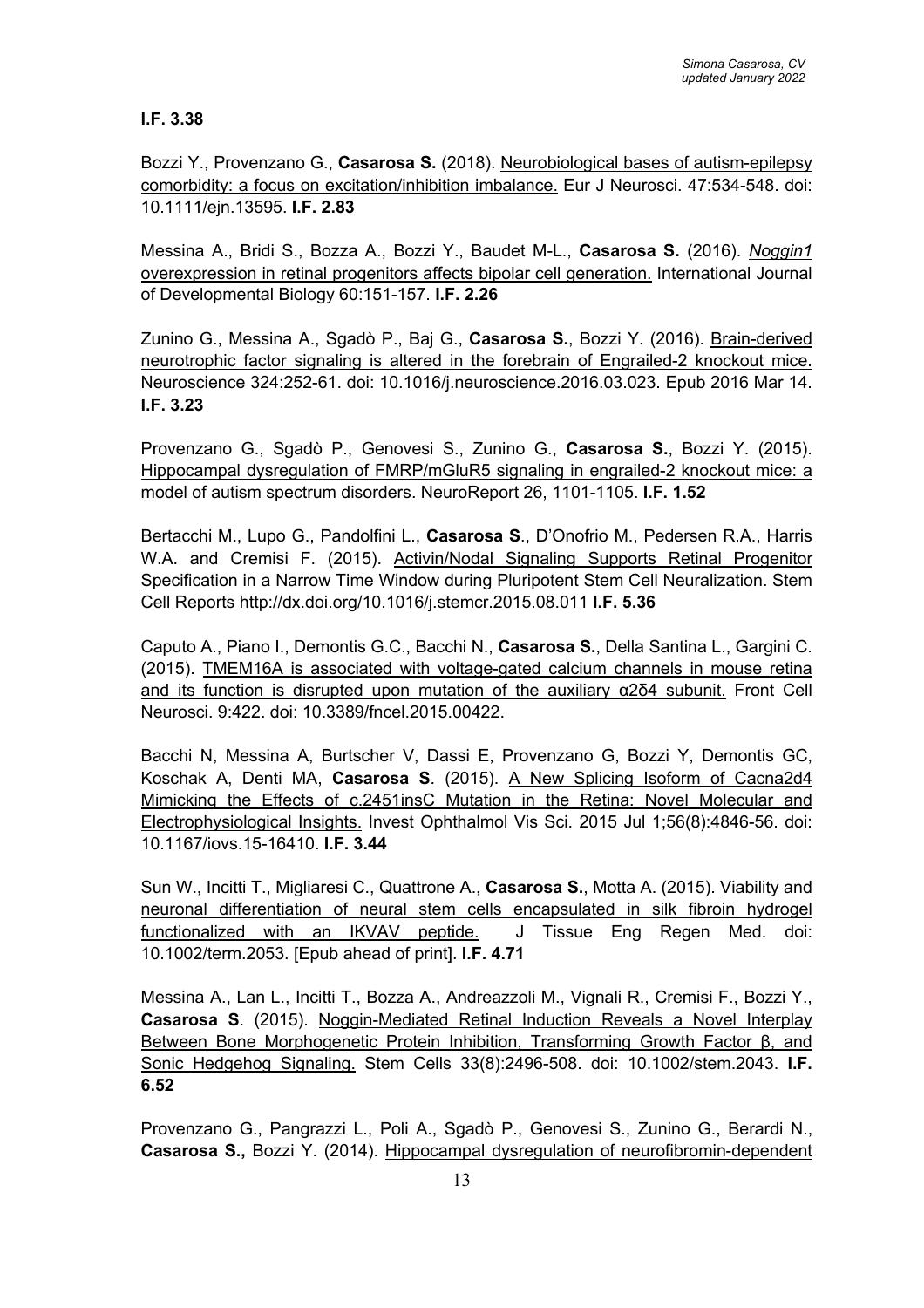**I.F. 3.38**

Bozzi Y., Provenzano G., **Casarosa S.** (2018). Neurobiological bases of autism-epilepsy comorbidity: a focus on excitation/inhibition imbalance. Eur J Neurosci. 47:534-548. doi: 10.1111/ejn.13595. **I.F. 2.83**

Messina A., Bridi S., Bozza A., Bozzi Y., Baudet M-L., **Casarosa S.** (2016). *Noggin1* overexpression in retinal progenitors affects bipolar cell generation. International Journal of Developmental Biology 60:151-157. **I.F. 2.26**

Zunino G., Messina A., Sgadò P., Baj G., **Casarosa S.**, Bozzi Y. (2016). Brain-derived neurotrophic factor signaling is altered in the forebrain of Engrailed-2 knockout mice. Neuroscience 324:252-61. doi: 10.1016/j.neuroscience.2016.03.023. Epub 2016 Mar 14. **I.F. 3.23**

Provenzano G., Sgadò P., Genovesi S., Zunino G., **Casarosa S.**, Bozzi Y. (2015). Hippocampal dysregulation of FMRP/mGluR5 signaling in engrailed-2 knockout mice: a model of autism spectrum disorders. NeuroReport 26, 1101-1105. **I.F. 1.52**

Bertacchi M., Lupo G., Pandolfini L., **Casarosa S**., D'Onofrio M., Pedersen R.A., Harris W.A. and Cremisi F. (2015). Activin/Nodal Signaling Supports Retinal Progenitor Specification in a Narrow Time Window during Pluripotent Stem Cell Neuralization. Stem Cell Reports http://dx.doi.org/10.1016/j.stemcr.2015.08.011 **I.F. 5.36**

Caputo A., Piano I., Demontis G.C., Bacchi N., **Casarosa S.**, Della Santina L., Gargini C. (2015). TMEM16A is associated with voltage-gated calcium channels in mouse retina and its function is disrupted upon mutation of the auxiliary α2δ4 subunit. Front Cell Neurosci. 9:422. doi: 10.3389/fncel.2015.00422.

Bacchi N, Messina A, Burtscher V, Dassi E, Provenzano G, Bozzi Y, Demontis GC, Koschak A, Denti MA, **Casarosa S**. (2015). A New Splicing Isoform of Cacna2d4 Mimicking the Effects of c.2451insC Mutation in the Retina: Novel Molecular and Electrophysiological Insights. Invest Ophthalmol Vis Sci. 2015 Jul 1;56(8):4846-56. doi: 10.1167/iovs.15-16410. **I.F. 3.44**

Sun W., Incitti T., Migliaresi C., Quattrone A., **Casarosa S.**, Motta A. (2015). Viability and neuronal differentiation of neural stem cells encapsulated in silk fibroin hydrogel functionalized with an IKVAV peptide. J Tissue Eng Regen Med. doi: 10.1002/term.2053. [Epub ahead of print]. **I.F. 4.71**

Messina A., Lan L., Incitti T., Bozza A., Andreazzoli M., Vignali R., Cremisi F., Bozzi Y., **Casarosa S**. (2015). Noggin-Mediated Retinal Induction Reveals a Novel Interplay Between Bone Morphogenetic Protein Inhibition, Transforming Growth Factor β, and Sonic Hedgehog Signaling. Stem Cells 33(8):2496-508. doi: 10.1002/stem.2043. **I.F. 6.52**

Provenzano G., Pangrazzi L., Poli A., Sgadò P., Genovesi S., Zunino G., Berardi N., **Casarosa S.,** Bozzi Y. (2014). Hippocampal dysregulation of neurofibromin-dependent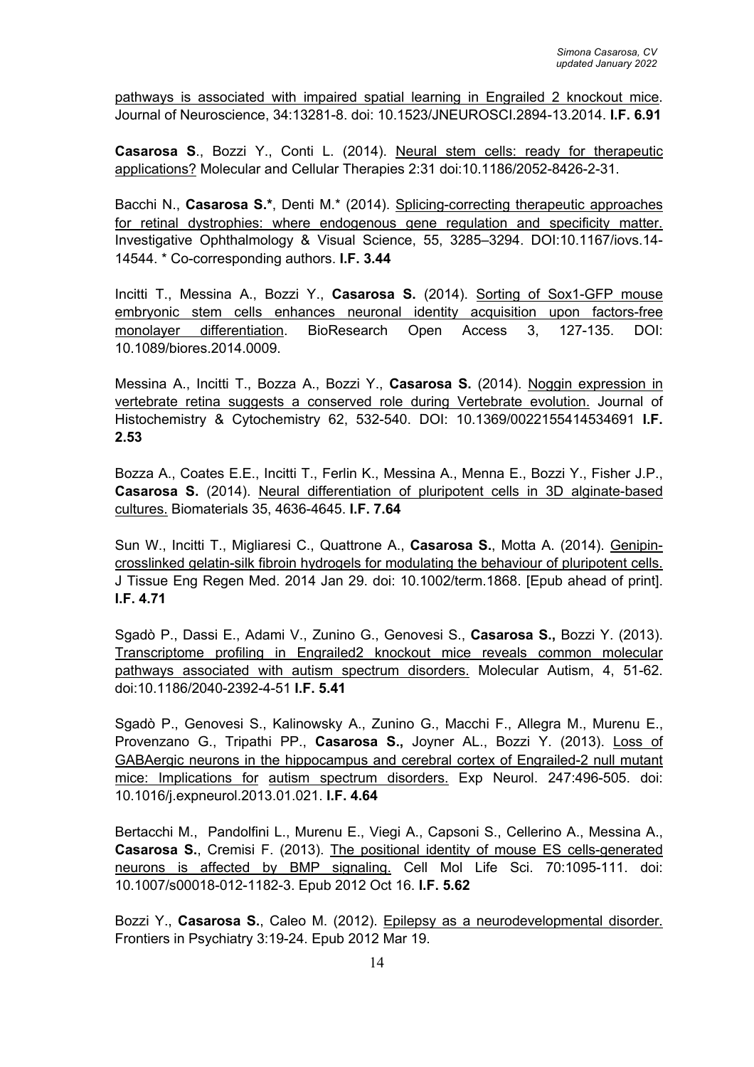pathways is associated with impaired spatial learning in Engrailed 2 knockout mice. Journal of Neuroscience, 34:13281-8. doi: 10.1523/JNEUROSCI.2894-13.2014. **I.F. 6.91**

**Casarosa S**., Bozzi Y., Conti L. (2014). Neural stem cells: ready for therapeutic applications? Molecular and Cellular Therapies 2:31 doi:10.1186/2052-8426-2-31.

Bacchi N., **Casarosa S.***, Denti M.* (2014). Splicing-correcting therapeutic approaches for retinal dystrophies: where endogenous gene regulation and specificity matter. Investigative Ophthalmology & Visual Science, 55, 3285–3294. DOI:10.1167/iovs.14-14544. * Co-corresponding authors. **I.F. 3.44**

Incitti T., Messina A., Bozzi Y., **Casarosa S.** (2014). Sorting of Sox1-GFP mouse embryonic stem cells enhances neuronal identity acquisition upon factors-free monolayer differentiation. BioResearch Open Access 3, 127-135. DOI: 10.1089/biores.2014.0009.

Messina A., Incitti T., Bozza A., Bozzi Y., **Casarosa S.** (2014). Noggin expression in vertebrate retina suggests a conserved role during Vertebrate evolution. Journal of Histochemistry & Cytochemistry 62, 532-540. DOI: 10.1369/0022155414534691 **I.F. 2.53**

Bozza A., Coates E.E., Incitti T., Ferlin K., Messina A., Menna E., Bozzi Y., Fisher J.P., **Casarosa S.** (2014). Neural differentiation of pluripotent cells in 3D alginate-based cultures. Biomaterials 35, 4636-4645. **I.F. 7.64**

Sun W., Incitti T., Migliaresi C., Quattrone A., **Casarosa S.**, Motta A. (2014). Genipin-crosslinked gelatin-silk fibroin hydrogels for modulating the behaviour of pluripotent cells. J Tissue Eng Regen Med. 2014 Jan 29. doi: 10.1002/term.1868. [Epub ahead of print]. **I.F. 4.71**

Sgadò P., Dassi E., Adami V., Zunino G., Genovesi S., **Casarosa S.,** Bozzi Y. (2013). Transcriptome profiling in Engrailed2 knockout mice reveals common molecular pathways associated with autism spectrum disorders. Molecular Autism, 4, 51-62. doi:10.1186/2040-2392-4-51 **I.F. 5.41**

Sgadò P., Genovesi S., Kalinowsky A., Zunino G., Macchi F., Allegra M., Murenu E., Provenzano G., Tripathi PP., **Casarosa S.,** Joyner AL., Bozzi Y. (2013). Loss of GABAergic neurons in the hippocampus and cerebral cortex of Engrailed-2 null mutant mice: Implications for autism spectrum disorders. Exp Neurol. 247:496-505. doi: 10.1016/j.expneurol.2013.01.021. **I.F. 4.64**

Bertacchi M., Pandolfini L., Murenu E., Viegi A., Capsoni S., Cellerino A., Messina A., **Casarosa S.**, Cremisi F. (2013). The positional identity of mouse ES cells-generated neurons is affected by BMP signaling. Cell Mol Life Sci. 70:1095-111. doi: 10.1007/s00018-012-1182-3. Epub 2012 Oct 16. **I.F. 5.62**

Bozzi Y., **Casarosa S.**, Caleo M. (2012). Epilepsy as a neurodevelopmental disorder. Frontiers in Psychiatry 3:19-24. Epub 2012 Mar 19.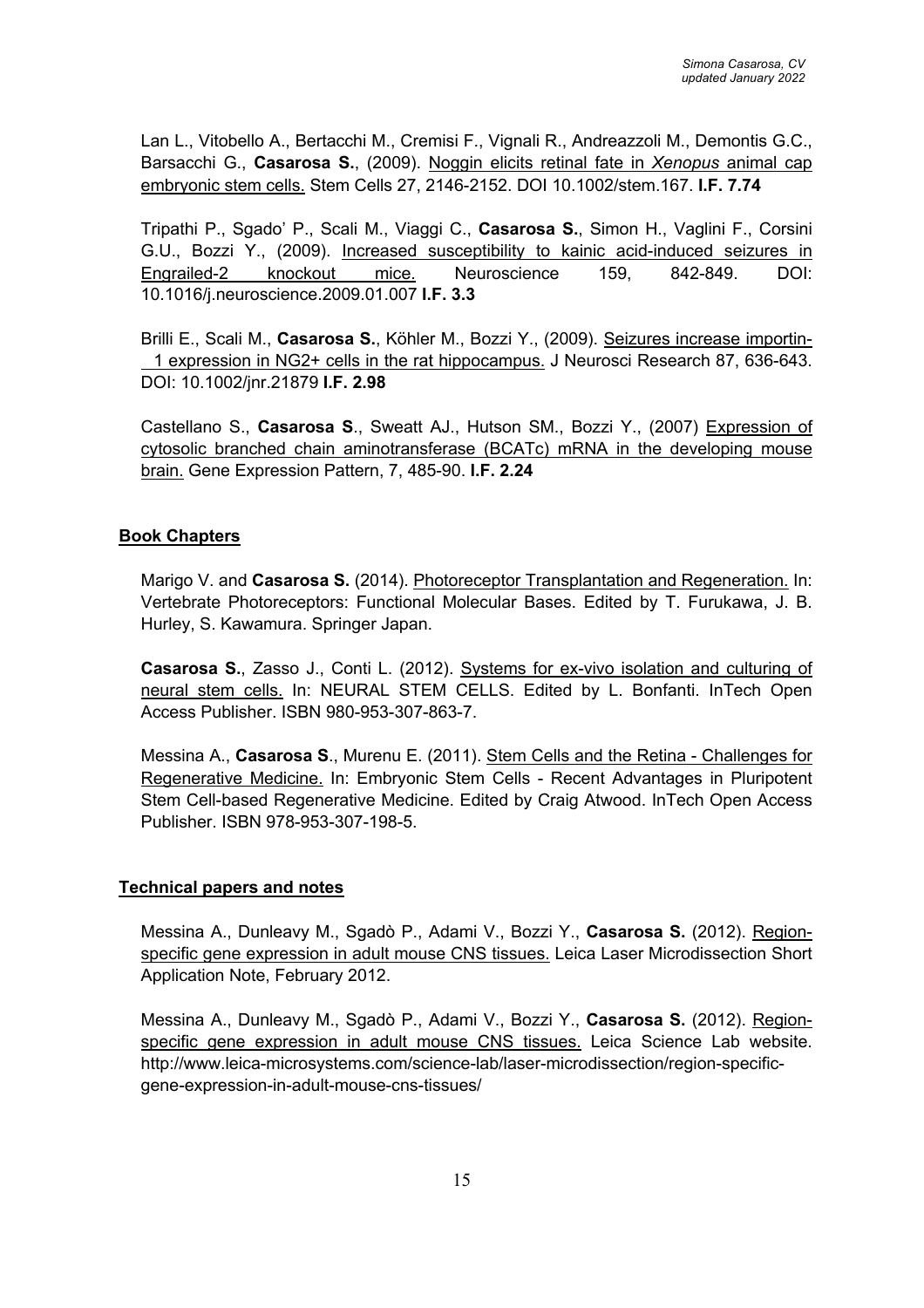Lan L., Vitobello A., Bertacchi M., Cremisi F., Vignali R., Andreazzoli M., Demontis G.C., Barsacchi G., **Casarosa S.**, (2009). Noggin elicits retinal fate in *Xenopus* animal cap embryonic stem cells. Stem Cells 27, 2146-2152. DOI 10.1002/stem.167. **I.F. 7.74**

Tripathi P., Sgado' P., Scali M., Viaggi C., **Casarosa S.**, Simon H., Vaglini F., Corsini G.U., Bozzi Y., (2009). Increased susceptibility to kainic acid-induced seizures in Engrailed-2 knockout mice. Neuroscience 159, 842-849. DOI: 10.1016/j.neuroscience.2009.01.007 **I.F. 3.3**

Brilli E., Scali M., **Casarosa S.**, Köhler M., Bozzi Y., (2009). Seizures increase importin- 1 expression in NG2+ cells in the rat hippocampus. J Neurosci Research 87, 636-643. DOI: 10.1002/jnr.21879 **I.F. 2.98**

Castellano S., **Casarosa S**., Sweatt AJ., Hutson SM., Bozzi Y., (2007) Expression of cytosolic branched chain aminotransferase (BCATc) mRNA in the developing mouse brain. Gene Expression Pattern, 7, 485-90. **I.F. 2.24**

## Book Chapters

Marigo V. and **Casarosa S.** (2014). Photoreceptor Transplantation and Regeneration. In: Vertebrate Photoreceptors: Functional Molecular Bases. Edited by T. Furukawa, J. B. Hurley, S. Kawamura. Springer Japan.

**Casarosa S.**, Zasso J., Conti L. (2012). Systems for ex-vivo isolation and culturing of neural stem cells. In: NEURAL STEM CELLS. Edited by L. Bonfanti. InTech Open Access Publisher. ISBN 980-953-307-863-7.

Messina A., **Casarosa S**., Murenu E. (2011). Stem Cells and the Retina - Challenges for Regenerative Medicine. In: Embryonic Stem Cells - Recent Advantages in Pluripotent Stem Cell-based Regenerative Medicine. Edited by Craig Atwood. InTech Open Access Publisher. ISBN 978-953-307-198-5.

## Technical papers and notes

Messina A., Dunleavy M., Sgadò P., Adami V., Bozzi Y., **Casarosa S.** (2012). Region-specific gene expression in adult mouse CNS tissues. Leica Laser Microdissection Short Application Note, February 2012.

Messina A., Dunleavy M., Sgadò P., Adami V., Bozzi Y., **Casarosa S.** (2012). Region-specific gene expression in adult mouse CNS tissues. Leica Science Lab website. http://www.leica-microsystems.com/science-lab/laser-microdissection/region-specific-gene-expression-in-adult-mouse-cns-tissues/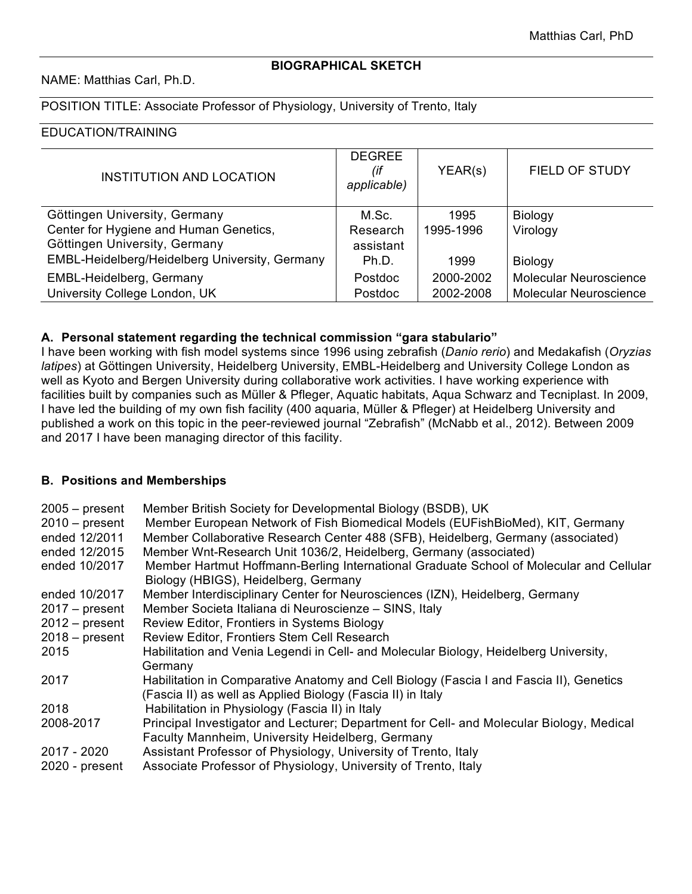**BIOGRAPHICAL SKETCH**

NAME: Matthias Carl, Ph.D.

POSITION TITLE: Associate Professor of Physiology, University of Trento, Italy

EDUCATION/TRAINING

| INSTITUTION AND LOCATION | DEGREE *(if applicable)* | YEAR(s) | FIELD OF STUDY |
|---|---|---|---|
| Göttingen University, Germany | M.Sc. | 1995 | Biology |
| Center for Hygiene and Human Genetics, Göttingen University, Germany | Research assistant | 1995-1996 | Virology |
| EMBL-Heidelberg/Heidelberg University, Germany | Ph.D. | 1999 | Biology |
| EMBL-Heidelberg, Germany | Postdoc | 2000-2002 | Molecular Neuroscience |
| University College London, UK | Postdoc | 2002-2008 | Molecular Neuroscience |

### A. Personal statement regarding the technical commission "gara stabulario"

I have been working with fish model systems since 1996 using zebrafish (*Danio rerio*) and Medakafish (*Oryzias latipes*) at Göttingen University, Heidelberg University, EMBL-Heidelberg and University College London as well as Kyoto and Bergen University during collaborative work activities. I have working experience with facilities built by companies such as Müller & Pfleger, Aquatic habitats, Aqua Schwarz and Tecniplast. In 2009, I have led the building of my own fish facility (400 aquaria, Müller & Pfleger) at Heidelberg University and published a work on this topic in the peer-reviewed journal "Zebrafish" (McNabb et al., 2012). Between 2009 and 2017 I have been managing director of this facility.

### B. Positions and Memberships

| | |
|---|---|
| 2005 – present | Member British Society for Developmental Biology (BSDB), UK |
| 2010 – present | Member European Network of Fish Biomedical Models (EUFishBioMed), KIT, Germany |
| ended 12/2011 | Member Collaborative Research Center 488 (SFB), Heidelberg, Germany (associated) |
| ended 12/2015 | Member Wnt-Research Unit 1036/2, Heidelberg, Germany (associated) |
| ended 10/2017 | Member Hartmut Hoffmann-Berling International Graduate School of Molecular and Cellular Biology (HBIGS), Heidelberg, Germany |
| ended 10/2017 | Member Interdisciplinary Center for Neurosciences (IZN), Heidelberg, Germany |
| 2017 – present | Member Societa Italiana di Neuroscienze – SINS, Italy |
| 2012 – present | Review Editor, Frontiers in Systems Biology |
| 2018 – present | Review Editor, Frontiers Stem Cell Research |
| 2015 | Habilitation and Venia Legendi in Cell- and Molecular Biology, Heidelberg University, Germany |
| 2017 | Habilitation in Comparative Anatomy and Cell Biology (Fascia I and Fascia II), Genetics (Fascia II) as well as Applied Biology (Fascia II) in Italy |
| 2018 | Habilitation in Physiology (Fascia II) in Italy |
| 2008-2017 | Principal Investigator and Lecturer; Department for Cell- and Molecular Biology, Medical Faculty Mannheim, University Heidelberg, Germany |
| 2017 - 2020 | Assistant Professor of Physiology, University of Trento, Italy |
| 2020 - present | Associate Professor of Physiology, University of Trento, Italy |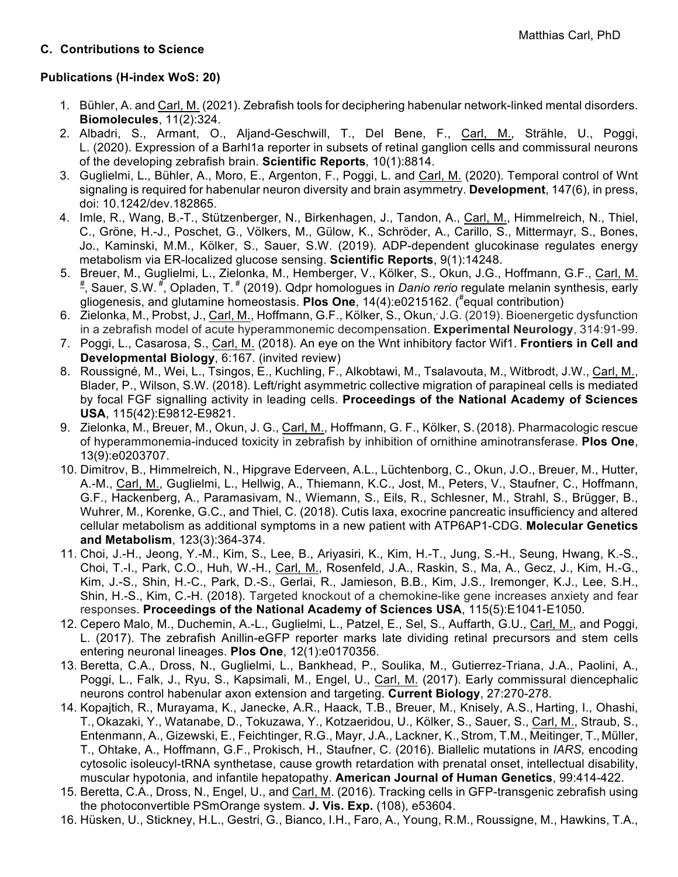### C. Contributions to Science

**Publications (H-index WoS: 20)**

1. Bühler, A. and Carl, M. (2021). Zebrafish tools for deciphering habenular network-linked mental disorders. **Biomolecules**, 11(2):324.
2. Albadri, S., Armant, O., Aljand-Geschwill, T., Del Bene, F., Carl, M., Strähle, U., Poggi, L. (2020). Expression of a Barhl1a reporter in subsets of retinal ganglion cells and commissural neurons of the developing zebrafish brain. **Scientific Reports**, 10(1):8814.
3. Guglielmi, L., Bühler, A., Moro, E., Argenton, F., Poggi, L. and Carl, M. (2020). Temporal control of Wnt signaling is required for habenular neuron diversity and brain asymmetry. **Development**, 147(6), in press, doi: 10.1242/dev.182865.
4. Imle, R., Wang, B.-T., Stützenberger, N., Birkenhagen, J., Tandon, A., Carl, M., Himmelreich, N., Thiel, C., Gröne, H.-J., Poschet, G., Völkers, M., Gülow, K., Schröder, A., Carillo, S., Mittermayr, S., Bones, Jo., Kaminski, M.M., Kölker, S., Sauer, S.W. (2019). ADP-dependent glucokinase regulates energy metabolism via ER-localized glucose sensing. **Scientific Reports**, 9(1):14248.
5. Breuer, M., Guglielmi, L., Zielonka, M., Hemberger, V., Kölker, S., Okun, J.G., Hoffmann, G.F., Carl, M. [#], Sauer, S.W. [#], Opladen, T. [#] (2019). Qdpr homologues in *Danio rerio* regulate melanin synthesis, early gliogenesis, and glutamine homeostasis. **Plos One**, 14(4):e0215162. ([#]equal contribution)
6. Zielonka, M., Probst, J., Carl, M., Hoffmann, G.F., Kölker, S., Okun, J.G. (2019). Bioenergetic dysfunction in a zebrafish model of acute hyperammonemic decompensation. **Experimental Neurology**, 314:91-99.
7. Poggi, L., Casarosa, S., Carl, M. (2018). An eye on the Wnt inhibitory factor Wif1. **Frontiers in Cell and Developmental Biology**, 6:167. (invited review)
8. Roussigné, M., Wei, L., Tsingos, E., Kuchling, F., Alkobtawi, M., Tsalavouta, M., Witbrodt, J.W., Carl, M., Blader, P., Wilson, S.W. (2018). Left/right asymmetric collective migration of parapineal cells is mediated by focal FGF signalling activity in leading cells. **Proceedings of the National Academy of Sciences USA**, 115(42):E9812-E9821.
9. Zielonka, M., Breuer, M., Okun, J. G., Carl, M., Hoffmann, G. F., Kölker, S. (2018). Pharmacologic rescue of hyperammonemia-induced toxicity in zebrafish by inhibition of ornithine aminotransferase. **Plos One**, 13(9):e0203707.
10. Dimitrov, B., Himmelreich, N., Hipgrave Ederveen, A.L., Lüchtenborg, C., Okun, J.O., Breuer, M., Hutter, A.-M., Carl, M., Guglielmi, L., Hellwig, A., Thiemann, K.C., Jost, M., Peters, V., Staufner, C., Hoffmann, G.F., Hackenberg, A., Paramasivam, N., Wiemann, S., Eils, R., Schlesner, M., Strahl, S., Brügger, B., Wuhrer, M., Korenke, G.C., and Thiel, C. (2018). Cutis laxa, exocrine pancreatic insufficiency and altered cellular metabolism as additional symptoms in a new patient with ATP6AP1-CDG. **Molecular Genetics and Metabolism**, 123(3):364-374.
11. Choi, J.-H., Jeong, Y.-M., Kim, S., Lee, B., Ariyasiri, K., Kim, H.-T., Jung, S.-H., Seung, Hwang, K.-S., Choi, T.-I., Park, C.O., Huh, W.-H., Carl, M., Rosenfeld, J.A., Raskin, S., Ma, A., Gecz, J., Kim, H.-G., Kim, J.-S., Shin, H.-C., Park, D.-S., Gerlai, R., Jamieson, B.B., Kim, J.S., Iremonger, K.J., Lee, S.H., Shin, H.-S., Kim, C.-H. (2018). Targeted knockout of a chemokine-like gene increases anxiety and fear responses. **Proceedings of the National Academy of Sciences USA**, 115(5):E1041-E1050.
12. Cepero Malo, M., Duchemin, A.-L., Guglielmi, L., Patzel, E., Sel, S., Auffarth, G.U., Carl, M., and Poggi, L. (2017). The zebrafish Anillin-eGFP reporter marks late dividing retinal precursors and stem cells entering neuronal lineages. **Plos One**, 12(1):e0170356.
13. Beretta, C.A., Dross, N., Guglielmi, L., Bankhead, P., Soulika, M., Gutierrez-Triana, J.A., Paolini, A., Poggi, L., Falk, J., Ryu, S., Kapsimali, M., Engel, U., Carl, M. (2017). Early commissural diencephalic neurons control habenular axon extension and targeting. **Current Biology**, 27:270-278.
14. Kopajtich, R., Murayama, K., Janecke, A.R., Haack, T.B., Breuer, M., Knisely, A.S., Harting, I., Ohashi, T., Okazaki, Y., Watanabe, D., Tokuzawa, Y., Kotzaeridou, U., Kölker, S., Sauer, S., Carl, M., Straub, S., Entenmann, A., Gizewski, E., Feichtinger, R.G., Mayr, J.A., Lackner, K., Strom, T.M., Meitinger, T., Müller, T., Ohtake, A., Hoffmann, G.F., Prokisch, H., Staufner, C. (2016). Biallelic mutations in *IARS,* encoding cytosolic isoleucyl-tRNA synthetase, cause growth retardation with prenatal onset, intellectual disability, muscular hypotonia, and infantile hepatopathy. **American Journal of Human Genetics**, 99:414-422.
15. Beretta, C.A., Dross, N., Engel, U., and Carl, M. (2016). Tracking cells in GFP-transgenic zebrafish using the photoconvertible PSmOrange system. **J. Vis. Exp.** (108), e53604.
16. Hüsken, U., Stickney, H.L., Gestri, G., Bianco, I.H., Faro, A., Young, R.M., Roussigne, M., Hawkins, T.A.,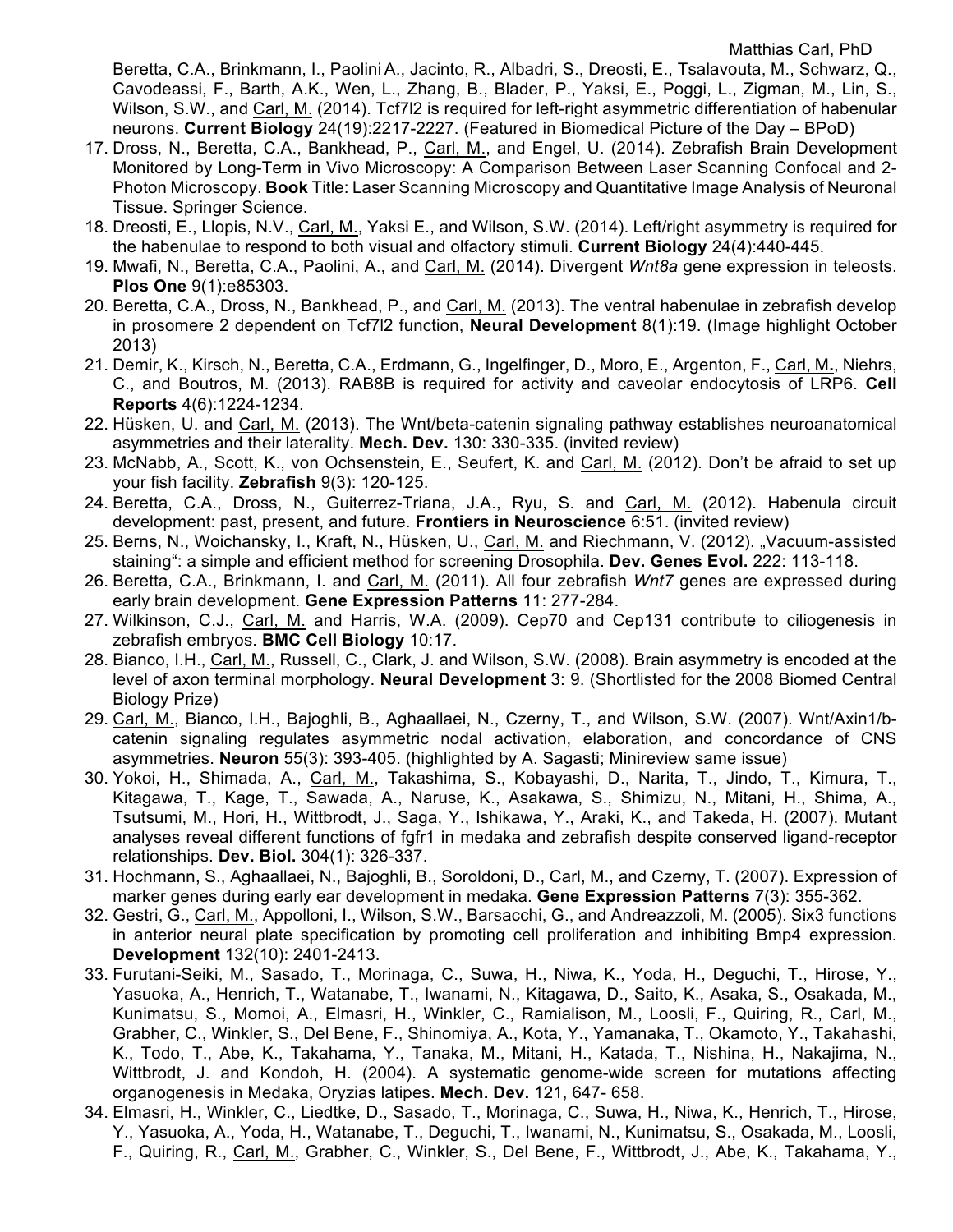Beretta, C.A., Brinkmann, I., Paolini A., Jacinto, R., Albadri, S., Dreosti, E., Tsalavouta, M., Schwarz, Q., Cavodeassi, F., Barth, A.K., Wen, L., Zhang, B., Blader, P., Yaksi, E., Poggi, L., Zigman, M., Lin, S., Wilson, S.W., and Carl, M. (2014). Tcf7l2 is required for left-right asymmetric differentiation of habenular neurons. **Current Biology** 24(19):2217-2227. (Featured in Biomedical Picture of the Day – BPoD)

17. Dross, N., Beretta, C.A., Bankhead, P., Carl, M., and Engel, U. (2014). Zebrafish Brain Development Monitored by Long-Term in Vivo Microscopy: A Comparison Between Laser Scanning Confocal and 2-Photon Microscopy. **Book** Title: Laser Scanning Microscopy and Quantitative Image Analysis of Neuronal Tissue. Springer Science.
18. Dreosti, E., Llopis, N.V., Carl, M., Yaksi E., and Wilson, S.W. (2014). Left/right asymmetry is required for the habenulae to respond to both visual and olfactory stimuli. **Current Biology** 24(4):440-445.
19. Mwafi, N., Beretta, C.A., Paolini, A., and Carl, M. (2014). Divergent *Wnt8a* gene expression in teleosts. **Plos One** 9(1):e85303.
20. Beretta, C.A., Dross, N., Bankhead, P., and Carl, M. (2013). The ventral habenulae in zebrafish develop in prosomere 2 dependent on Tcf7l2 function, **Neural Development** 8(1):19. (Image highlight October 2013)
21. Demir, K., Kirsch, N., Beretta, C.A., Erdmann, G., Ingelfinger, D., Moro, E., Argenton, F., Carl, M., Niehrs, C., and Boutros, M. (2013). RAB8B is required for activity and caveolar endocytosis of LRP6. **Cell Reports** 4(6):1224-1234.
22. Hüsken, U. and Carl, M. (2013). The Wnt/beta-catenin signaling pathway establishes neuroanatomical asymmetries and their laterality. **Mech. Dev.** 130: 330-335. (invited review)
23. McNabb, A., Scott, K., von Ochsenstein, E., Seufert, K. and Carl, M. (2012). Don't be afraid to set up your fish facility. **Zebrafish** 9(3): 120-125.
24. Beretta, C.A., Dross, N., Guiterrez-Triana, J.A., Ryu, S. and Carl, M. (2012). Habenula circuit development: past, present, and future. **Frontiers in Neuroscience** 6:51. (invited review)
25. Berns, N., Woichansky, I., Kraft, N., Hüsken, U., Carl, M. and Riechmann, V. (2012). „Vacuum-assisted staining": a simple and efficient method for screening Drosophila. **Dev. Genes Evol.** 222: 113-118.
26. Beretta, C.A., Brinkmann, I. and Carl, M. (2011). All four zebrafish *Wnt7* genes are expressed during early brain development. **Gene Expression Patterns** 11: 277-284.
27. Wilkinson, C.J., Carl, M. and Harris, W.A. (2009). Cep70 and Cep131 contribute to ciliogenesis in zebrafish embryos. **BMC Cell Biology** 10:17.
28. Bianco, I.H., Carl, M., Russell, C., Clark, J. and Wilson, S.W. (2008). Brain asymmetry is encoded at the level of axon terminal morphology. **Neural Development** 3: 9. (Shortlisted for the 2008 Biomed Central Biology Prize)
29. Carl, M., Bianco, I.H., Bajoghli, B., Aghaallaei, N., Czerny, T., and Wilson, S.W. (2007). Wnt/Axin1/b-catenin signaling regulates asymmetric nodal activation, elaboration, and concordance of CNS asymmetries. **Neuron** 55(3): 393-405. (highlighted by A. Sagasti; Minireview same issue)
30. Yokoi, H., Shimada, A., Carl, M., Takashima, S., Kobayashi, D., Narita, T., Jindo, T., Kimura, T., Kitagawa, T., Kage, T., Sawada, A., Naruse, K., Asakawa, S., Shimizu, N., Mitani, H., Shima, A., Tsutsumi, M., Hori, H., Wittbrodt, J., Saga, Y., Ishikawa, Y., Araki, K., and Takeda, H. (2007). Mutant analyses reveal different functions of fgfr1 in medaka and zebrafish despite conserved ligand-receptor relationships. **Dev. Biol.** 304(1): 326-337.
31. Hochmann, S., Aghaallaei, N., Bajoghli, B., Soroldoni, D., Carl, M., and Czerny, T. (2007). Expression of marker genes during early ear development in medaka. **Gene Expression Patterns** 7(3): 355-362.
32. Gestri, G., Carl, M., Appolloni, I., Wilson, S.W., Barsacchi, G., and Andreazzoli, M. (2005). Six3 functions in anterior neural plate specification by promoting cell proliferation and inhibiting Bmp4 expression. **Development** 132(10): 2401-2413.
33. Furutani-Seiki, M., Sasado, T., Morinaga, C., Suwa, H., Niwa, K., Yoda, H., Deguchi, T., Hirose, Y., Yasuoka, A., Henrich, T., Watanabe, T., Iwanami, N., Kitagawa, D., Saito, K., Asaka, S., Osakada, M., Kunimatsu, S., Momoi, A., Elmasri, H., Winkler, C., Ramialison, M., Loosli, F., Quiring, R., Carl, M., Grabher, C., Winkler, S., Del Bene, F., Shinomiya, A., Kota, Y., Yamanaka, T., Okamoto, Y., Takahashi, K., Todo, T., Abe, K., Takahama, Y., Tanaka, M., Mitani, H., Katada, T., Nishina, H., Nakajima, N., Wittbrodt, J. and Kondoh, H. (2004). A systematic genome-wide screen for mutations affecting organogenesis in Medaka, Oryzias latipes. **Mech. Dev.** 121, 647- 658.
34. Elmasri, H., Winkler, C., Liedtke, D., Sasado, T., Morinaga, C., Suwa, H., Niwa, K., Henrich, T., Hirose, Y., Yasuoka, A., Yoda, H., Watanabe, T., Deguchi, T., Iwanami, N., Kunimatsu, S., Osakada, M., Loosli, F., Quiring, R., Carl, M., Grabher, C., Winkler, S., Del Bene, F., Wittbrodt, J., Abe, K., Takahama, Y.,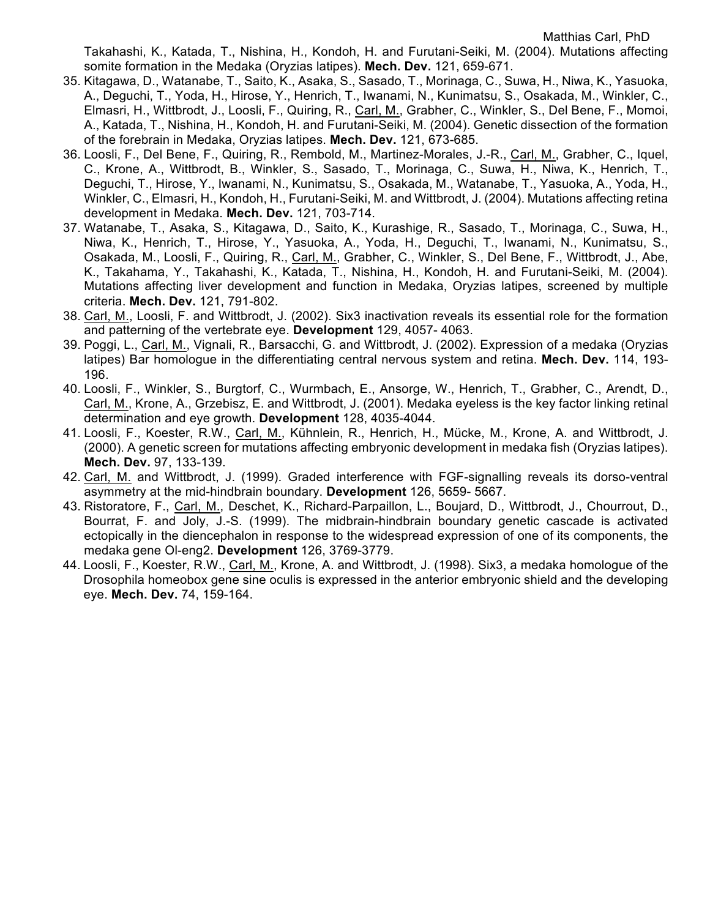Takahashi, K., Katada, T., Nishina, H., Kondoh, H. and Furutani-Seiki, M. (2004). Mutations affecting somite formation in the Medaka (Oryzias latipes). **Mech. Dev.** 121, 659-671.

35. Kitagawa, D., Watanabe, T., Saito, K., Asaka, S., Sasado, T., Morinaga, C., Suwa, H., Niwa, K., Yasuoka, A., Deguchi, T., Yoda, H., Hirose, Y., Henrich, T., Iwanami, N., Kunimatsu, S., Osakada, M., Winkler, C., Elmasri, H., Wittbrodt, J., Loosli, F., Quiring, R., Carl, M., Grabher, C., Winkler, S., Del Bene, F., Momoi, A., Katada, T., Nishina, H., Kondoh, H. and Furutani-Seiki, M. (2004). Genetic dissection of the formation of the forebrain in Medaka, Oryzias latipes. **Mech. Dev.** 121, 673-685.
36. Loosli, F., Del Bene, F., Quiring, R., Rembold, M., Martinez-Morales, J.-R., Carl, M., Grabher, C., Iquel, C., Krone, A., Wittbrodt, B., Winkler, S., Sasado, T., Morinaga, C., Suwa, H., Niwa, K., Henrich, T., Deguchi, T., Hirose, Y., Iwanami, N., Kunimatsu, S., Osakada, M., Watanabe, T., Yasuoka, A., Yoda, H., Winkler, C., Elmasri, H., Kondoh, H., Furutani-Seiki, M. and Wittbrodt, J. (2004). Mutations affecting retina development in Medaka. **Mech. Dev.** 121, 703-714.
37. Watanabe, T., Asaka, S., Kitagawa, D., Saito, K., Kurashige, R., Sasado, T., Morinaga, C., Suwa, H., Niwa, K., Henrich, T., Hirose, Y., Yasuoka, A., Yoda, H., Deguchi, T., Iwanami, N., Kunimatsu, S., Osakada, M., Loosli, F., Quiring, R., Carl, M., Grabher, C., Winkler, S., Del Bene, F., Wittbrodt, J., Abe, K., Takahama, Y., Takahashi, K., Katada, T., Nishina, H., Kondoh, H. and Furutani-Seiki, M. (2004). Mutations affecting liver development and function in Medaka, Oryzias latipes, screened by multiple criteria. **Mech. Dev.** 121, 791-802.
38. Carl, M., Loosli, F. and Wittbrodt, J. (2002). Six3 inactivation reveals its essential role for the formation and patterning of the vertebrate eye. **Development** 129, 4057- 4063.
39. Poggi, L., Carl, M., Vignali, R., Barsacchi, G. and Wittbrodt, J. (2002). Expression of a medaka (Oryzias latipes) Bar homologue in the differentiating central nervous system and retina. **Mech. Dev.** 114, 193-196.
40. Loosli, F., Winkler, S., Burgtorf, C., Wurmbach, E., Ansorge, W., Henrich, T., Grabher, C., Arendt, D., Carl, M., Krone, A., Grzebisz, E. and Wittbrodt, J. (2001). Medaka eyeless is the key factor linking retinal determination and eye growth. **Development** 128, 4035-4044.
41. Loosli, F., Koester, R.W., Carl, M., Kühnlein, R., Henrich, H., Mücke, M., Krone, A. and Wittbrodt, J. (2000). A genetic screen for mutations affecting embryonic development in medaka fish (Oryzias latipes). **Mech. Dev.** 97, 133-139.
42. Carl, M. and Wittbrodt, J. (1999). Graded interference with FGF-signalling reveals its dorso-ventral asymmetry at the mid-hindbrain boundary. **Development** 126, 5659- 5667.
43. Ristoratore, F., Carl, M., Deschet, K., Richard-Parpaillon, L., Boujard, D., Wittbrodt, J., Chourrout, D., Bourrat, F. and Joly, J.-S. (1999). The midbrain-hindbrain boundary genetic cascade is activated ectopically in the diencephalon in response to the widespread expression of one of its components, the medaka gene Ol-eng2. **Development** 126, 3769-3779.
44. Loosli, F., Koester, R.W., Carl, M., Krone, A. and Wittbrodt, J. (1998). Six3, a medaka homologue of the Drosophila homeobox gene sine oculis is expressed in the anterior embryonic shield and the developing eye. **Mech. Dev.** 74, 159-164.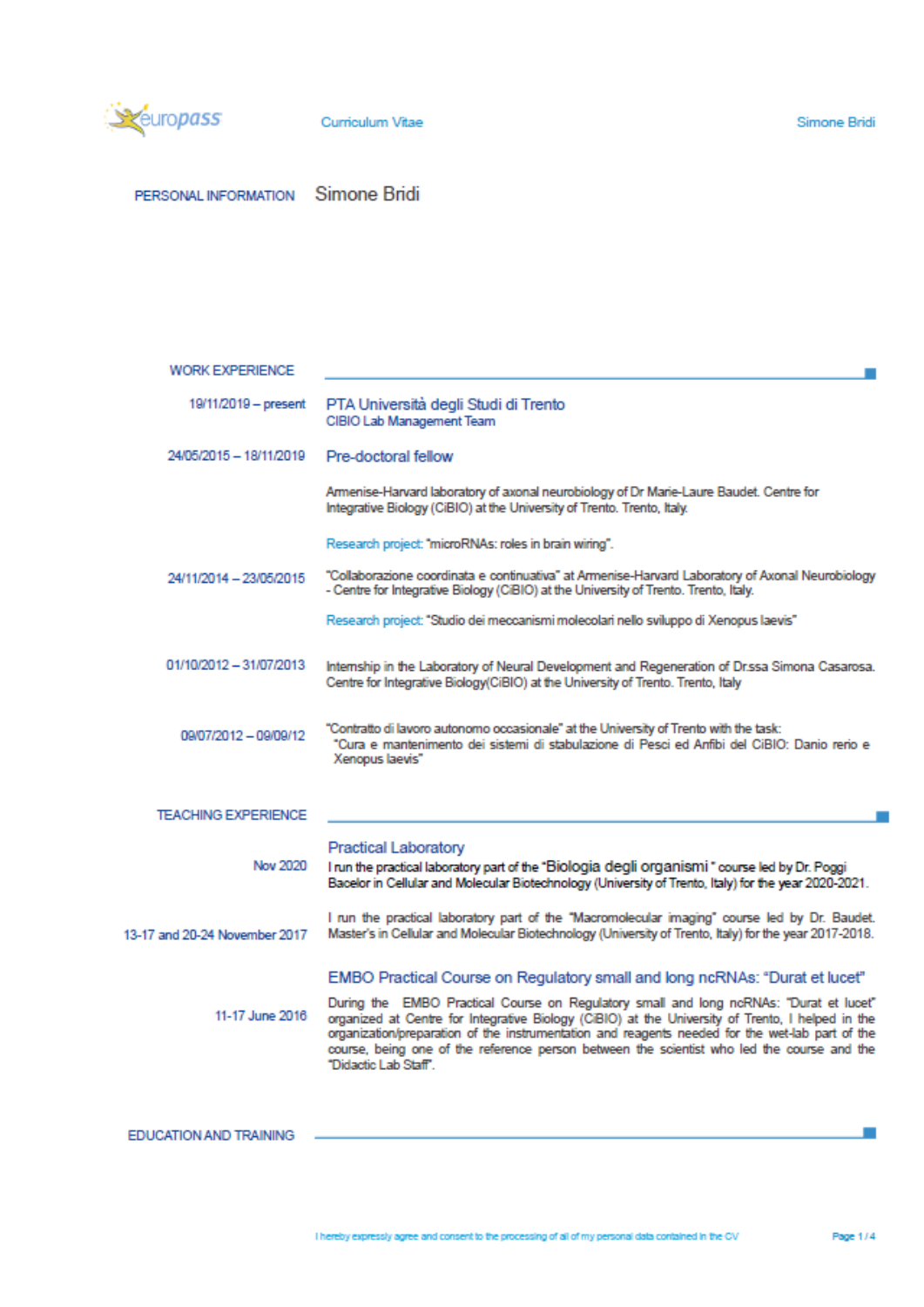# PERSONAL INFORMATION

Simone Bridi

## WORK EXPERIENCE

**19/11/2019 – present**

PTA Università degli Studi di Trento
CIBIO Lab Management Team

**24/05/2015 – 18/11/2019**

Pre-doctoral fellow

Armenise-Harvard laboratory of axonal neurobiology of Dr Marie-Laure Baudet. Centre for Integrative Biology (CiBIO) at the University of Trento. Trento, Italy.

Research project: "microRNAs: roles in brain wiring".

**24/11/2014 – 23/05/2015**

"Collaborazione coordinata e continuativa" at Armenise-Harvard Laboratory of Axonal Neurobiology - Centre for Integrative Biology (CiBIO) at the University of Trento. Trento, Italy.

Research project: "Studio dei meccanismi molecolari nello sviluppo di Xenopus laevis"

**01/10/2012 – 31/07/2013**

Internship in the Laboratory of Neural Development and Regeneration of Dr.ssa Simona Casarosa. Centre for Integrative Biology(CiBIO) at the University of Trento. Trento, Italy

**09/07/2012 – 09/09/12**

"Contratto di lavoro autonomo occasionale" at the University of Trento with the task:
"Cura e mantenimento dei sistemi di stabulazione di Pesci ed Anfibi del CiBIO: Danio rerio e Xenopus laevis"

## TEACHING EXPERIENCE

Practical Laboratory

**Nov 2020**

I run the practical laboratory part of the "Biologia degli organismi" course led by Dr. Poggi Bacelor in Cellular and Molecular Biotechnology (University of Trento, Italy) for the year 2020-2021.

**13-17 and 20-24 November 2017**

I run the practical laboratory part of the "Macromolecular imaging" course led by Dr. Baudet. Master's in Cellular and Molecular Biotechnology (University of Trento, Italy) for the year 2017-2018.

EMBO Practical Course on Regulatory small and long ncRNAs: "Durat et lucet"

**11-17 June 2016**

During the EMBO Practical Course on Regulatory small and long ncRNAs: "Durat et lucet" organized at Centre for Integrative Biology (CiBIO) at the University of Trento, I helped in the organization/preparation of the instrumentation and reagents needed for the wet-lab part of the course, being one of the reference person between the scientist who led the course and the "Didactic Lab Staff".

## EDUCATION AND TRAINING

I hereby expressly agree and consent to the processing of all of my personal data contained in the CV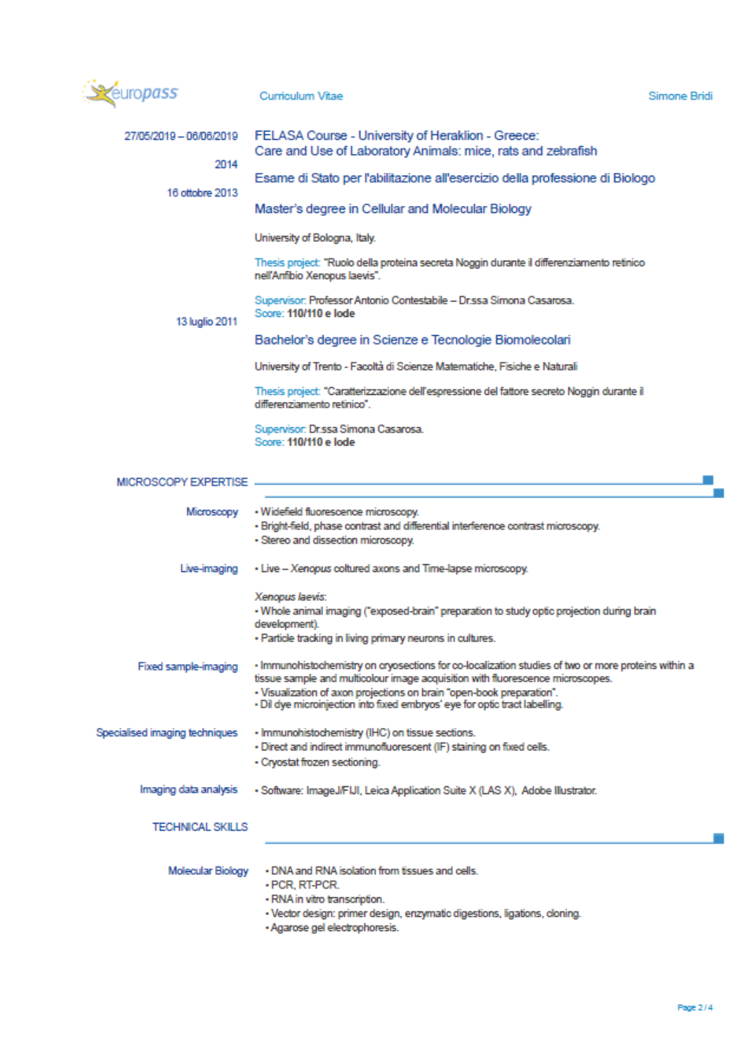27/05/2019 – 06/06/2019

**FELASA Course - University of Heraklion - Greece:**
**Care and Use of Laboratory Animals: mice, rats and zebrafish**

2014

**Esame di Stato per l'abilitazione all'esercizio della professione di Biologo**

16 ottobre 2013

**Master's degree in Cellular and Molecular Biology**

University of Bologna, Italy.

Thesis project: "Ruolo della proteina secreta Noggin durante il differenziamento retinico nell'Anfibio Xenopus laevis".

Supervisor: Professor Antonio Contestabile – Dr.ssa Simona Casarosa.
Score: **110/110 e lode**

13 luglio 2011

**Bachelor's degree in Scienze e Tecnologie Biomolecolari**

University of Trento - Facoltà di Scienze Matematiche, Fisiche e Naturali

Thesis project: "Caratterizzazione dell'espressione del fattore secreto Noggin durante il differenziamento retinico".

Supervisor: Dr.ssa Simona Casarosa.
Score: **110/110 e lode**

## MICROSCOPY EXPERTISE

**Microscopy**

- Widefield fluorescence microscopy.
- Bright-field, phase contrast and differential interference contrast microscopy.
- Stereo and dissection microscopy.

**Live-imaging**

- Live – *Xenopus* coltured axons and Time-lapse microscopy.

*Xenopus laevis*:
- Whole animal imaging ("exposed-brain" preparation to study optic projection during brain development).
- Particle tracking in living primary neurons in cultures.

**Fixed sample-imaging**

- Immunohistochemistry on cryosections for co-localization studies of two or more proteins within a tissue sample and multicolour image acquisition with fluorescence microscopes.
- Visualization of axon projections on brain "open-book preparation".
- DiI dye microinjection into fixed embryos' eye for optic tract labelling.

**Specialised imaging techniques**

- Immunohistochemistry (IHC) on tissue sections.
- Direct and indirect immunofluorescent (IF) staining on fixed cells.
- Cryostat frozen sectioning.

**Imaging data analysis**

- Software: ImageJ/FIJI, Leica Application Suite X (LAS X), Adobe Illustrator.

## TECHNICAL SKILLS

**Molecular Biology**

- DNA and RNA isolation from tissues and cells.
- PCR, RT-PCR.
- RNA in vitro transcription.
- Vector design: primer design, enzymatic digestions, ligations, cloning.
- Agarose gel electrophoresis.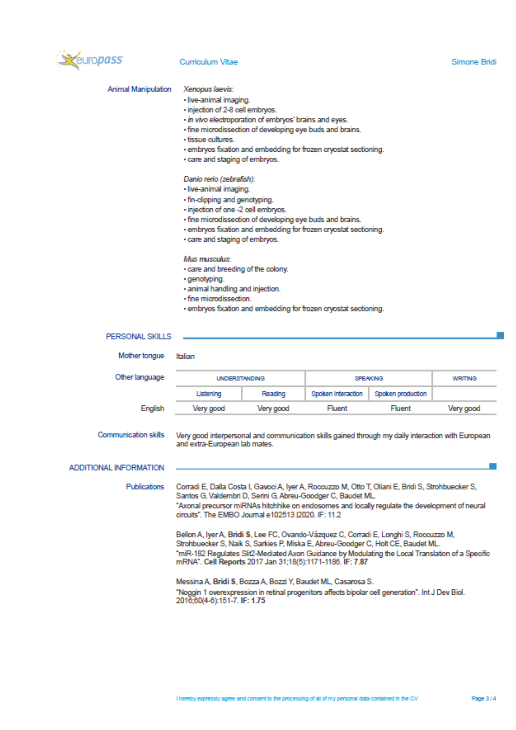**Animal Manipulation**

*Xenopus laevis*:
- live-animal imaging.
- injection of 2-8 cell embryos.
- *in vivo* electroporation of embryos' brains and eyes.
- fine microdissection of developing eye buds and brains.
- tissue cultures.
- embryos fixation and embedding for frozen cryostat sectioning.
- care and staging of embryos.

*Danio rerio (zebrafish)*:
- live-animal imaging.
- fin-clipping and genotyping.
- injection of one -2 cell embryos.
- fine microdissection of developing eye buds and brains.
- embryos fixation and embedding for frozen cryostat sectioning.
- care and staging of embryos.

*Mus musculus*:
- care and breeding of the colony.
- genotyping.
- animal handling and injection.
- fine microdissection.
- embryos fixation and embedding for frozen cryostat sectioning.

## PERSONAL SKILLS

**Mother tongue** Italian

**Other language**

| | UNDERSTANDING | | SPEAKING | | WRITING |
|---|---|---|---|---|---|
| | Listening | Reading | Spoken interaction | Spoken production | |
| English | Very good | Very good | Fluent | Fluent | Very good |

**Communication skills** Very good interpersonal and communication skills gained through my daily interaction with European and extra-European lab mates.

## ADDITIONAL INFORMATION

**Publications**

Corradi E, Dalla Costa I, Gavoci A, Iyer A, Roccuzzo M, Otto T, Oliani E, Bridi S, Strohbuecker S, Santos G, Valdembri D, Serini G, Abreu-Goodger C, Baudet ML.
"Axonal precursor miRNAs hitchhike on endosomes and locally regulate the development of neural circuits". The EMBO Journal e102513 |2020. IF: 11.2

Bellon A, Iyer A, **Bridi S**, Lee FC, Ovando-Vázquez C, Corradi E, Longhi S, Roccuzzo M, Strohbuecker S, Naik S, Sarkies P, Miska E, Abreu-Goodger C, Holt CE, Baudet ML.
"miR-182 Regulates Slit2-Mediated Axon Guidance by Modulating the Local Translation of a Specific mRNA". **Cell Reports** 2017 Jan 31;18(5):1171-1186. **IF: 7.87**

Messina A, **Bridi S**, Bozza A, Bozzi Y, Baudet ML, Casarosa S.
"Noggin 1 overexpression in retinal progenitors affects bipolar cell generation". Int J Dev Biol. 2016;60(4-6):151-7. **IF: 1.75**

I hereby expressly agree and consent to the processing of all of my personal data contained in the CV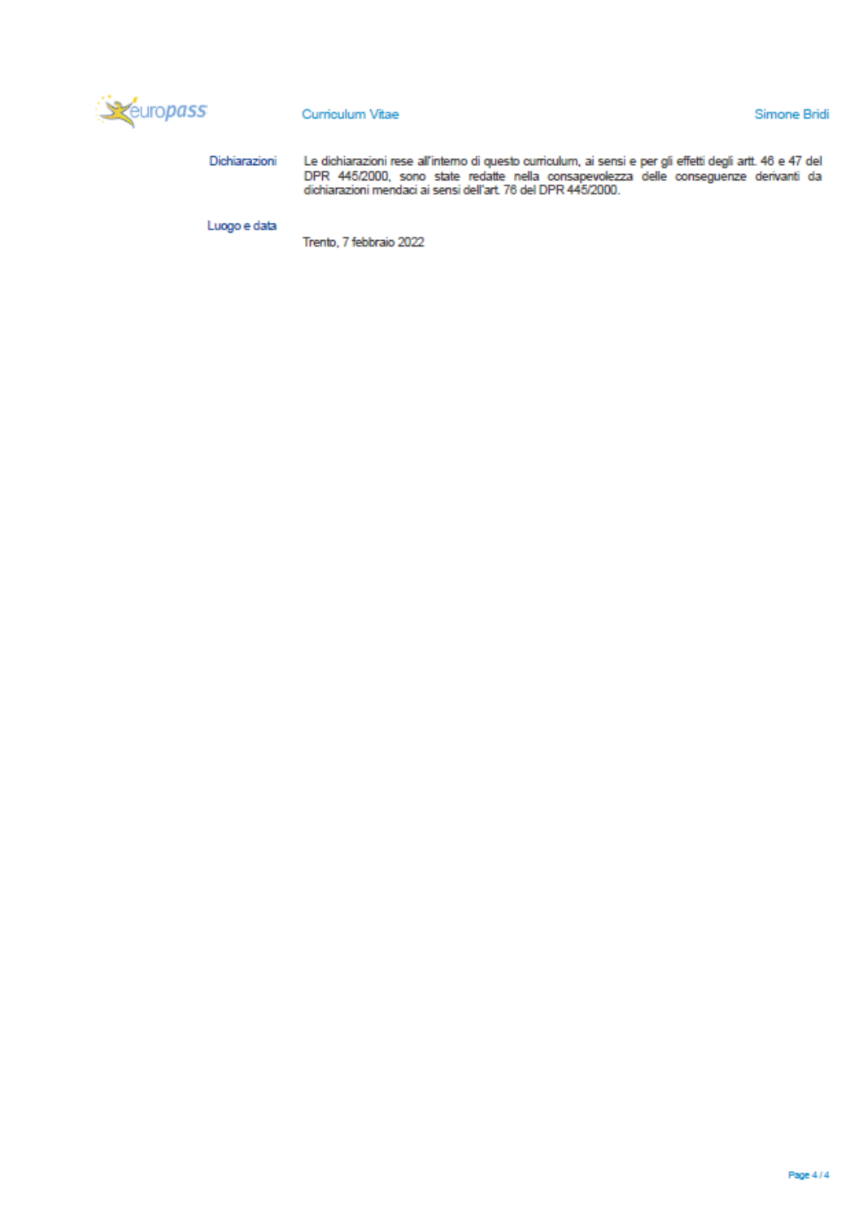**Dichiarazioni**

Le dichiarazioni rese all'interno di questo curriculum, ai sensi e per gli effetti degli artt. 46 e 47 del DPR 445/2000, sono state redatte nella consapevolezza delle conseguenze derivanti da dichiarazioni mendaci ai sensi dell'art. 76 del DPR 445/2000.

**Luogo e data**

Trento, 7 febbraio 2022